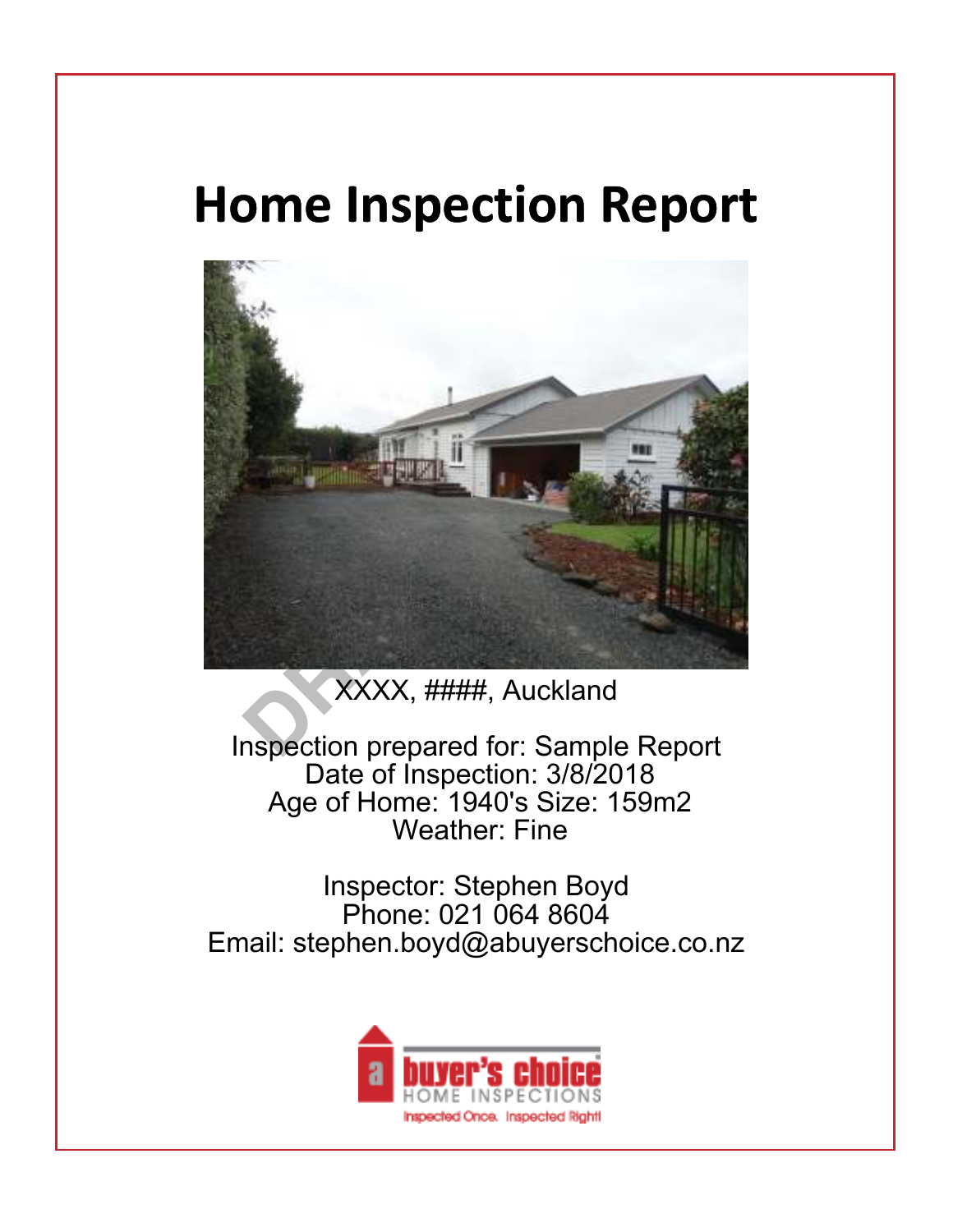# Home Inspection Report

XXXX, ####, Auckland

Inspection prepared for: Sample Report
Date of Inspection: 3/8/2018
Age of Home: 1940's Size: 159m2
Weather: Fine

Inspector: Stephen Boyd
Phone: 021 064 8604
Email: stephen.boyd@abuyerschoice.co.nz

a buyer's choice
HOME INSPECTIONS
Inspected Once. Inspected Right!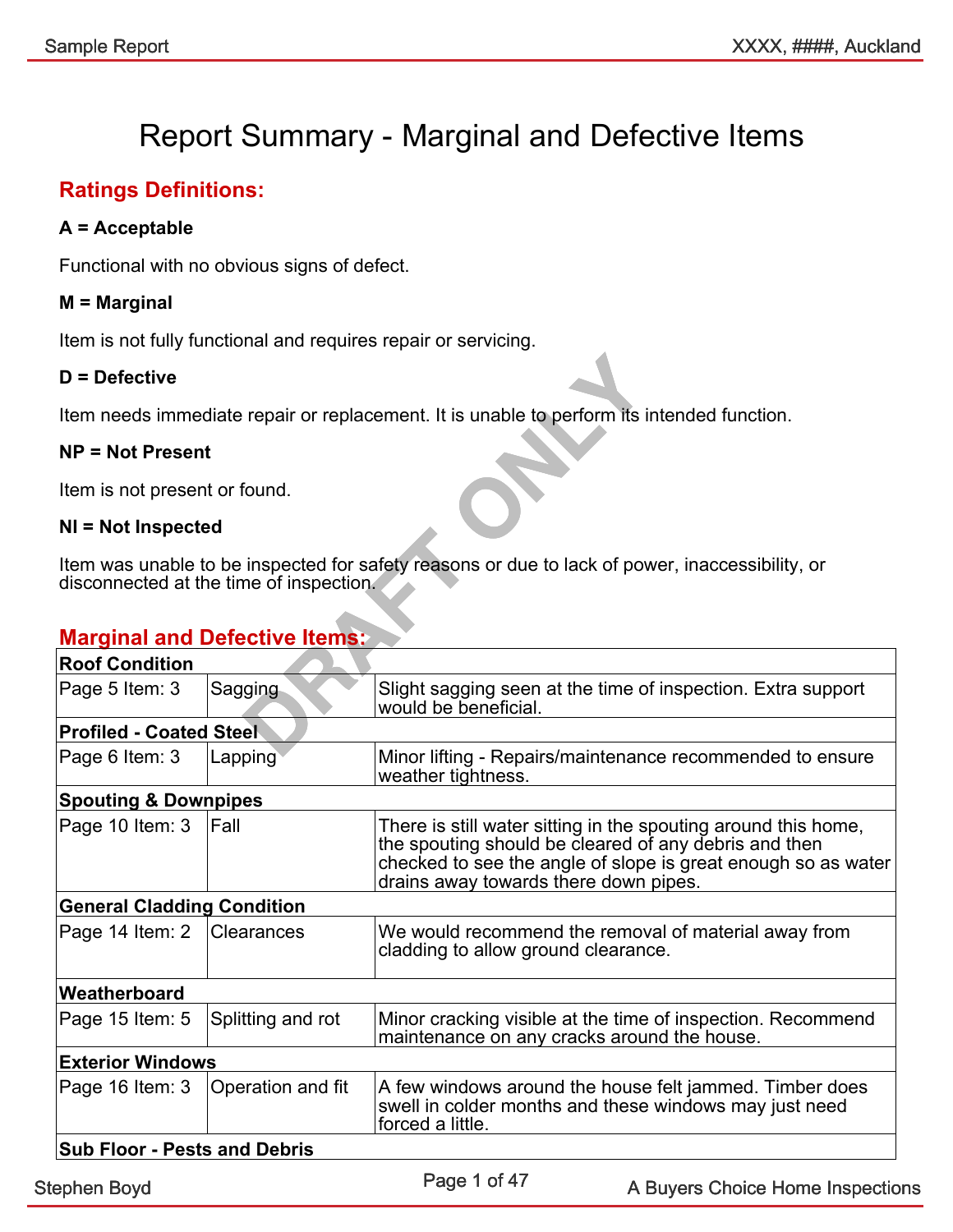# Report Summary - Marginal and Defective Items

## Ratings Definitions:

**A = Acceptable**

Functional with no obvious signs of defect.

**M = Marginal**

Item is not fully functional and requires repair or servicing.

**D = Defective**

Item needs immediate repair or replacement. It is unable to perform its intended function.

**NP = Not Present**

Item is not present or found.

**NI = Not Inspected**

Item was unable to be inspected for safety reasons or due to lack of power, inaccessibility, or disconnected at the time of inspection.

## Marginal and Defective Items:

| **Roof Condition** | | |
|---|---|---|
| Page 5 Item: 3 | Sagging | Slight sagging seen at the time of inspection. Extra support would be beneficial. |
| **Profiled - Coated Steel** | | |
| Page 6 Item: 3 | Lapping | Minor lifting - Repairs/maintenance recommended to ensure weather tightness. |
| **Spouting & Downpipes** | | |
| Page 10 Item: 3 | Fall | There is still water sitting in the spouting around this home, the spouting should be cleared of any debris and then checked to see the angle of slope is great enough so as water drains away towards there down pipes. |
| **General Cladding Condition** | | |
| Page 14 Item: 2 | Clearances | We would recommend the removal of material away from cladding to allow ground clearance. |
| **Weatherboard** | | |
| Page 15 Item: 5 | Splitting and rot | Minor cracking visible at the time of inspection. Recommend maintenance on any cracks around the house. |
| **Exterior Windows** | | |
| Page 16 Item: 3 | Operation and fit | A few windows around the house felt jammed. Timber does swell in colder months and these windows may just need forced a little. |
| **Sub Floor - Pests and Debris** | | |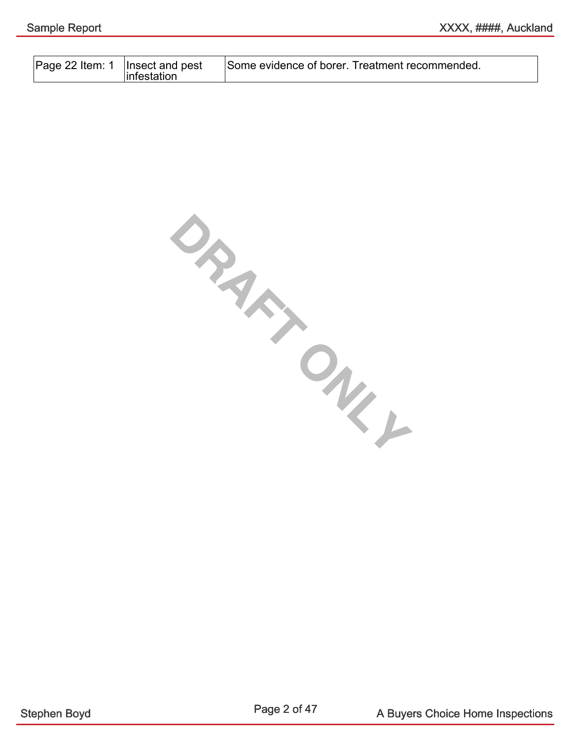| Page 22 Item: 1 | Insect and pest infestation | Some evidence of borer. Treatment recommended. |
|---|---|---|

DRAFT ONLY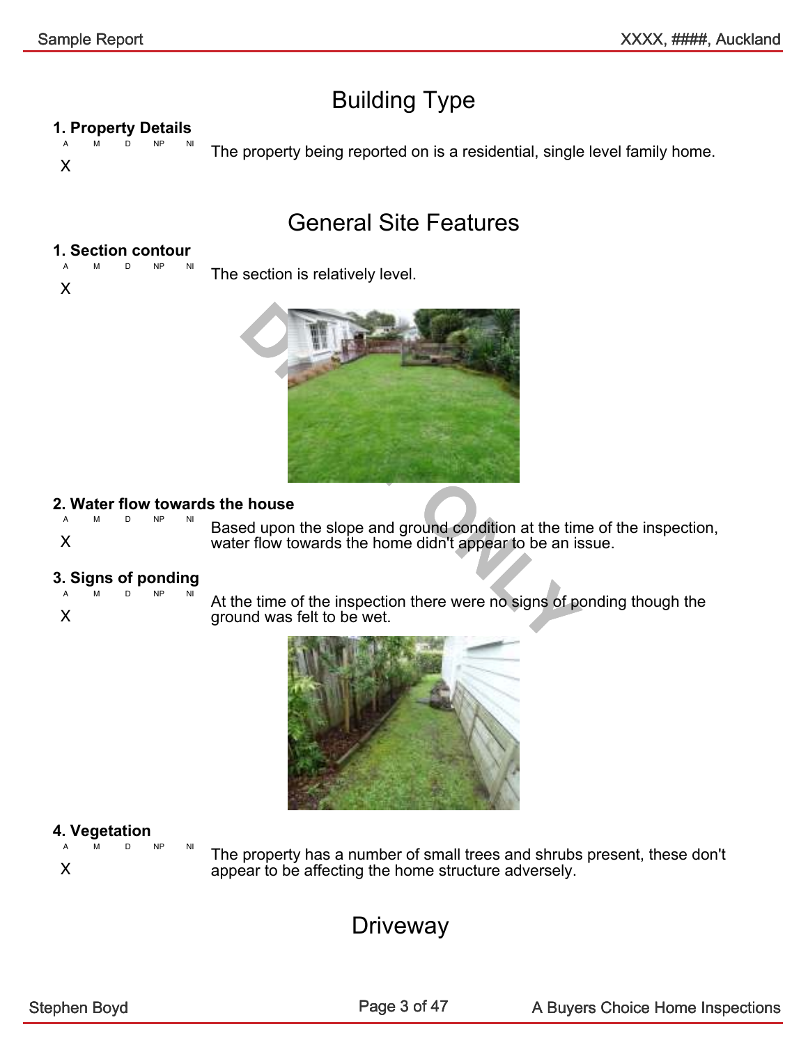# Building Type

### 1. Property Details

| A | M | D | NP | NI |
|---|---|---|---|---|
| X | | | | |

The property being reported on is a residential, single level family home.

# General Site Features

### 1. Section contour

| A | M | D | NP | NI |
|---|---|---|---|---|
| X | | | | |

The section is relatively level.

### 2. Water flow towards the house

| A | M | D | NP | NI |
|---|---|---|---|---|
| X | | | | |

Based upon the slope and ground condition at the time of the inspection, water flow towards the home didn't appear to be an issue.

### 3. Signs of ponding

| A | M | D | NP | NI |
|---|---|---|---|---|
| X | | | | |

At the time of the inspection there were no signs of ponding though the ground was felt to be wet.

### 4. Vegetation

| A | M | D | NP | NI |
|---|---|---|---|---|
| X | | | | |

The property has a number of small trees and shrubs present, these don't appear to be affecting the home structure adversely.

# Driveway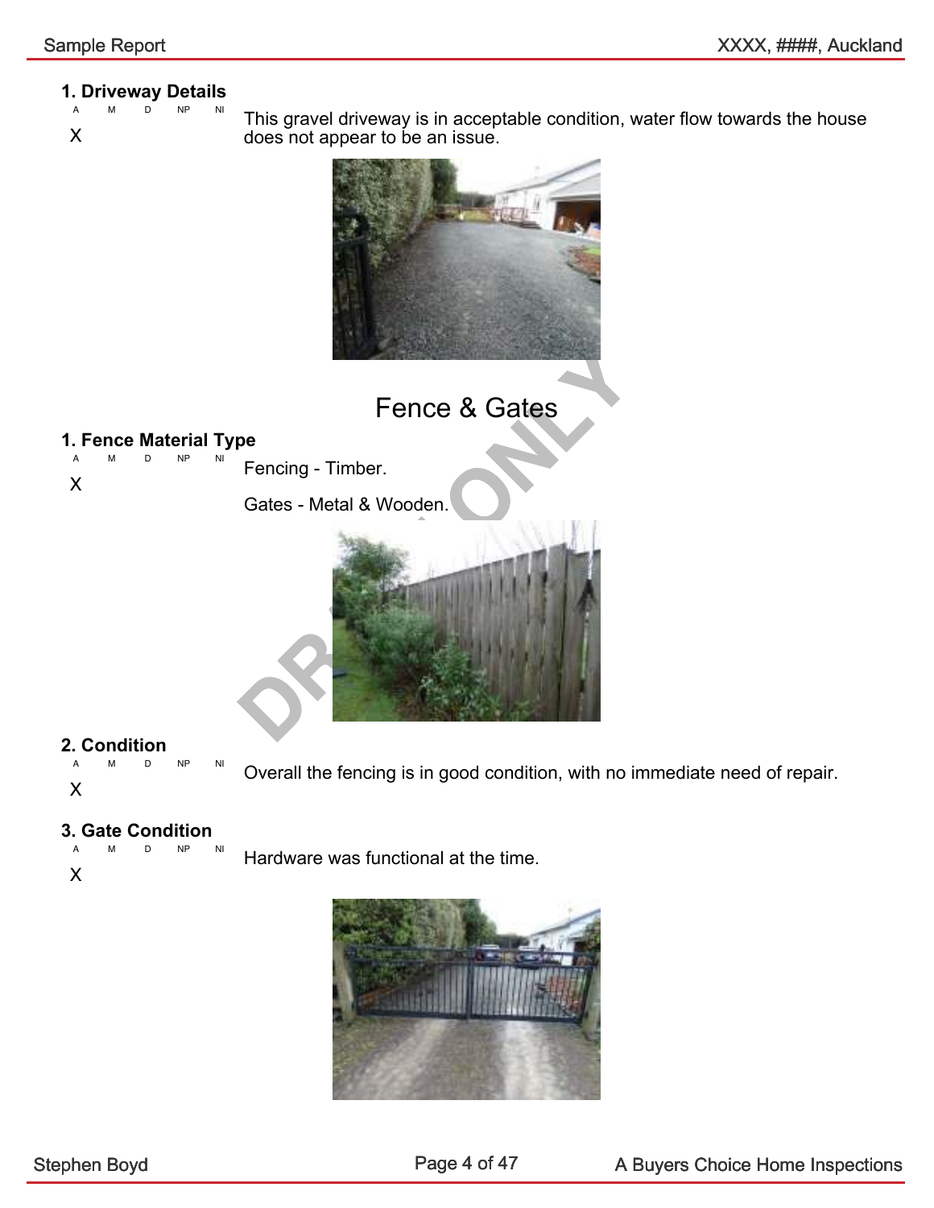### 1. Driveway Details

| A | M | D | NP | NI |
|---|---|---|---|---|
| X | | | | |

This gravel driveway is in acceptable condition, water flow towards the house does not appear to be an issue.

## Fence & Gates

### 1. Fence Material Type

| A | M | D | NP | NI |
|---|---|---|---|---|
| X | | | | |

Fencing - Timber.

Gates - Metal & Wooden.

### 2. Condition

| A | M | D | NP | NI |
|---|---|---|---|---|
| X | | | | |

Overall the fencing is in good condition, with no immediate need of repair.

### 3. Gate Condition

| A | M | D | NP | NI |
|---|---|---|---|---|
| X | | | | |

Hardware was functional at the time.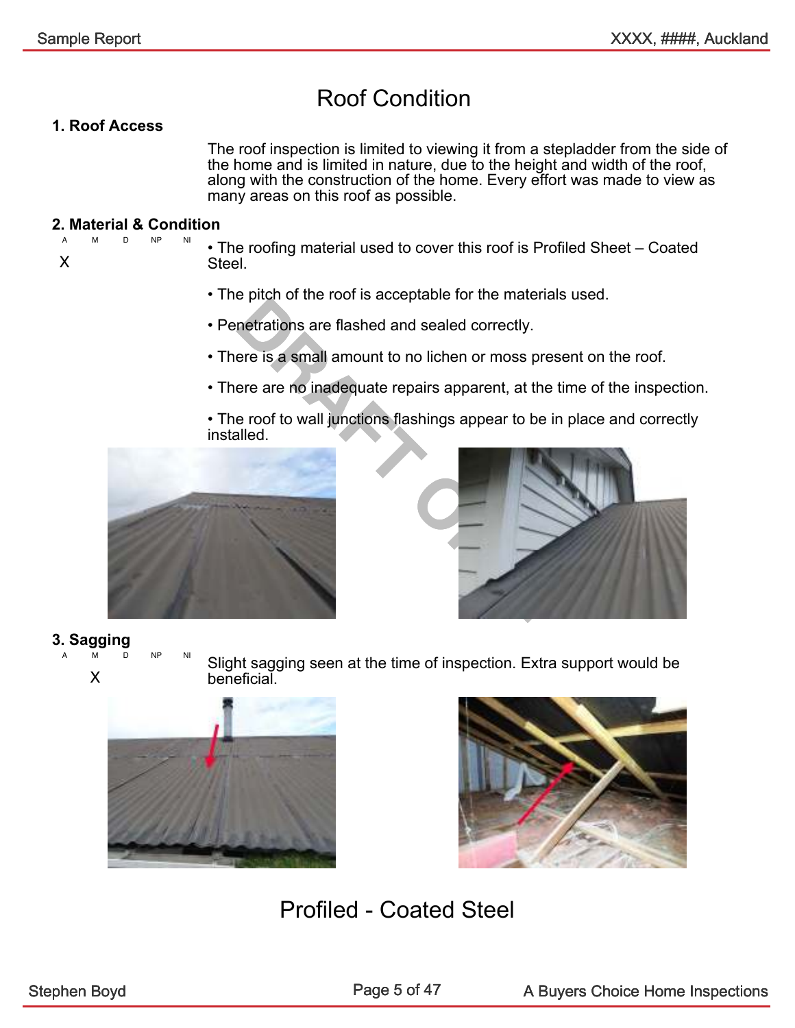# Roof Condition

## 1. Roof Access

The roof inspection is limited to viewing it from a stepladder from the side of the home and is limited in nature, due to the height and width of the roof, along with the construction of the home. Every effort was made to view as many areas on this roof as possible.

## 2. Material & Condition

| A | M | D | NP | NI |
|---|---|---|---|---|
| X | | | | |

- The roofing material used to cover this roof is Profiled Sheet – Coated Steel.
- The pitch of the roof is acceptable for the materials used.
- Penetrations are flashed and sealed correctly.
- There is a small amount to no lichen or moss present on the roof.
- There are no inadequate repairs apparent, at the time of the inspection.
- The roof to wall junctions flashings appear to be in place and correctly installed.

## 3. Sagging

| A | M | D | NP | NI |
|---|---|---|---|---|
| | X | | | |

Slight sagging seen at the time of inspection. Extra support would be beneficial.

# Profiled - Coated Steel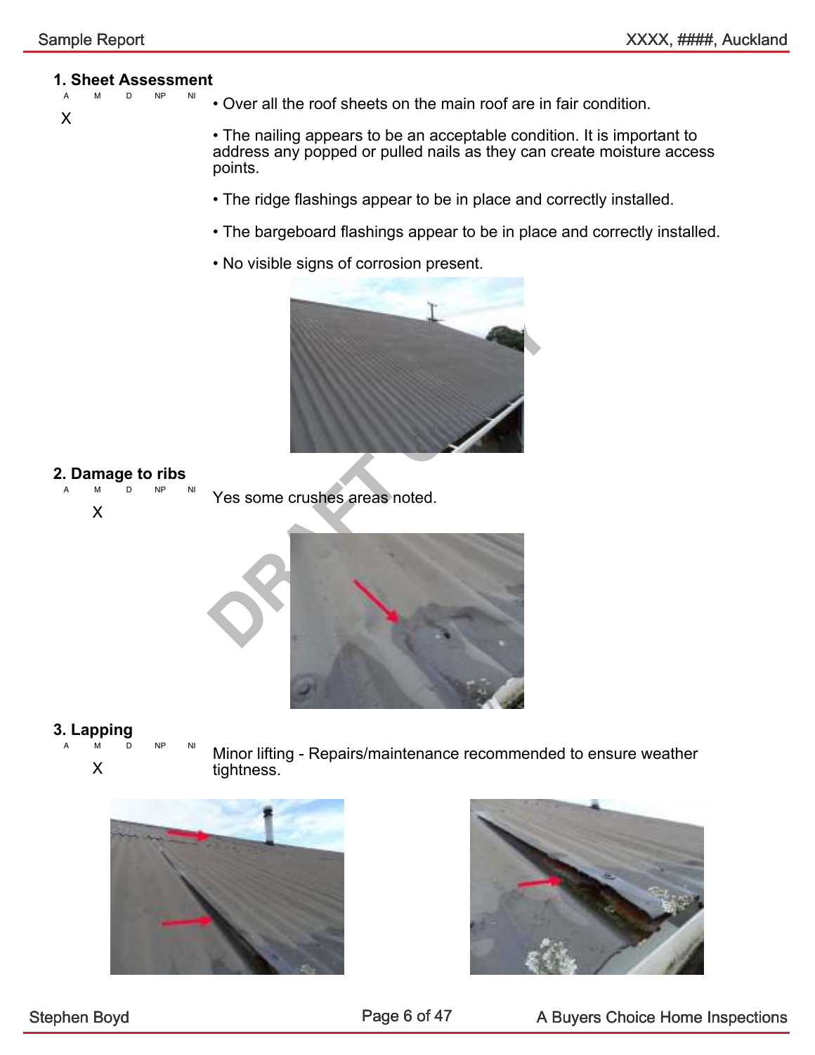## 1. Sheet Assessment

| A | M | D | NP | NI |
|---|---|---|---|---|
| X | | | | |

- Over all the roof sheets on the main roof are in fair condition.
- The nailing appears to be an acceptable condition. It is important to address any popped or pulled nails as they can create moisture access points.
- The ridge flashings appear to be in place and correctly installed.
- The bargeboard flashings appear to be in place and correctly installed.
- No visible signs of corrosion present.

## 2. Damage to ribs

| A | M | D | NP | NI |
|---|---|---|---|---|
| | X | | | |

Yes some crushes areas noted.

## 3. Lapping

| A | M | D | NP | NI |
|---|---|---|---|---|
| | X | | | |

Minor lifting - Repairs/maintenance recommended to ensure weather tightness.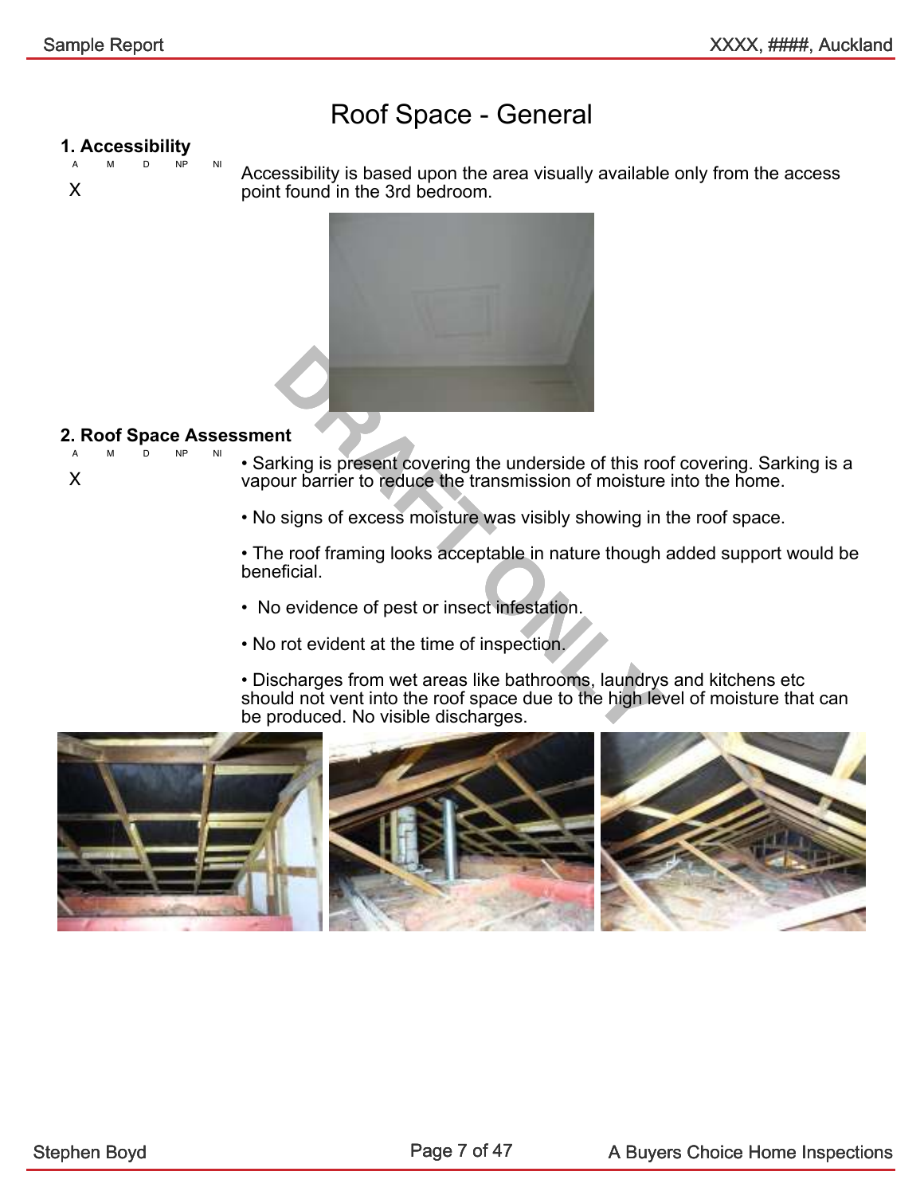# Roof Space - General

## 1. Accessibility

| A | M | D | NP | NI |
|---|---|---|---|---|
| X | | | | |

Accessibility is based upon the area visually available only from the access point found in the 3rd bedroom.

## 2. Roof Space Assessment

| A | M | D | NP | NI |
|---|---|---|---|---|
| X | | | | |

- Sarking is present covering the underside of this roof covering. Sarking is a vapour barrier to reduce the transmission of moisture into the home.

- No signs of excess moisture was visibly showing in the roof space.

- The roof framing looks acceptable in nature though added support would be beneficial.

- No evidence of pest or insect infestation.

- No rot evident at the time of inspection.

- Discharges from wet areas like bathrooms, laundrys and kitchens etc should not vent into the roof space due to the high level of moisture that can be produced. No visible discharges.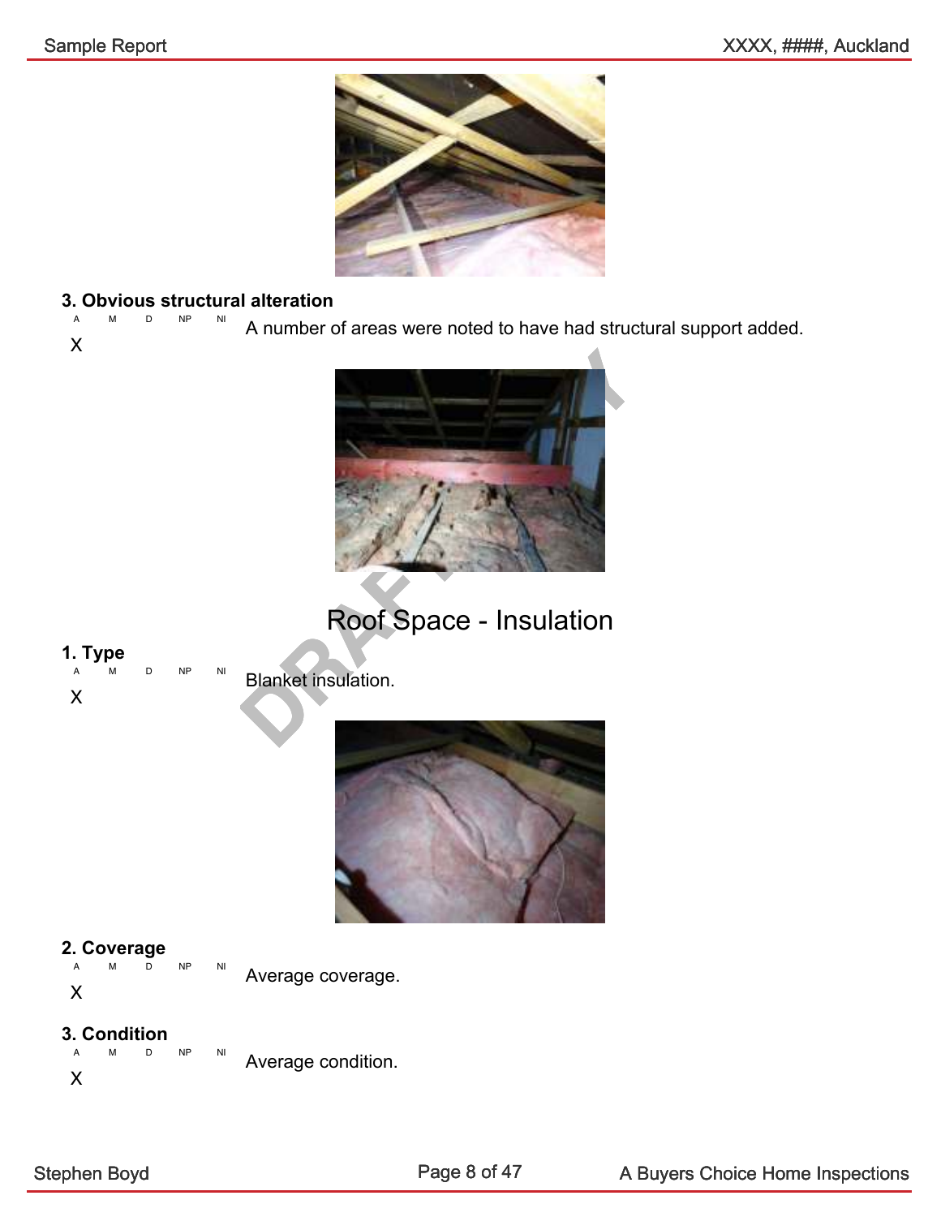### 3. Obvious structural alteration

| A | M | D | NP | NI |
|---|---|---|---|---|
| X | | | | |

A number of areas were noted to have had structural support added.

## Roof Space - Insulation

### 1. Type

| A | M | D | NP | NI |
|---|---|---|---|---|
| X | | | | |

Blanket insulation.

### 2. Coverage

| A | M | D | NP | NI |
|---|---|---|---|---|
| X | | | | |

Average coverage.

### 3. Condition

| A | M | D | NP | NI |
|---|---|---|---|---|
| X | | | | |

Average condition.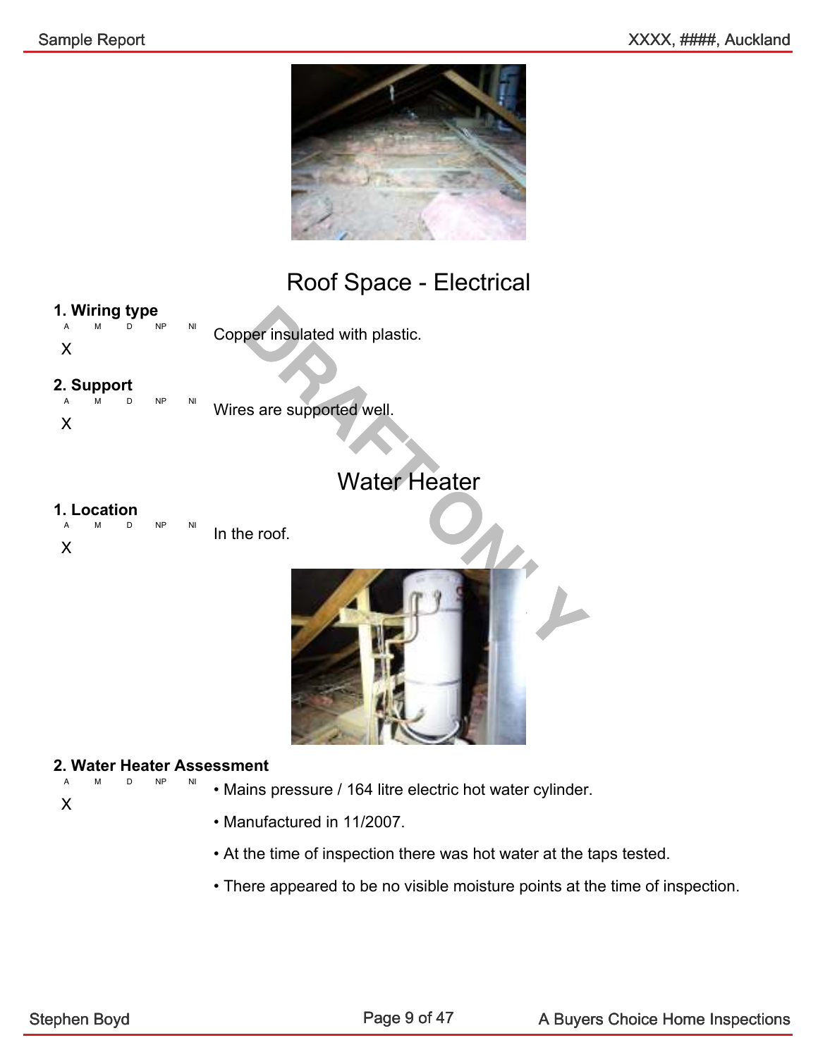## Roof Space - Electrical

### 1. Wiring type

| A | M | D | NP | NI |
|---|---|---|---|---|
| X | | | | |

Copper insulated with plastic.

### 2. Support

| A | M | D | NP | NI |
|---|---|---|---|---|
| X | | | | |

Wires are supported well.

## Water Heater

### 1. Location

| A | M | D | NP | NI |
|---|---|---|---|---|
| X | | | | |

In the roof.

### 2. Water Heater Assessment

| A | M | D | NP | NI |
|---|---|---|---|---|
| X | | | | |

- Mains pressure / 164 litre electric hot water cylinder.
- Manufactured in 11/2007.
- At the time of inspection there was hot water at the taps tested.
- There appeared to be no visible moisture points at the time of inspection.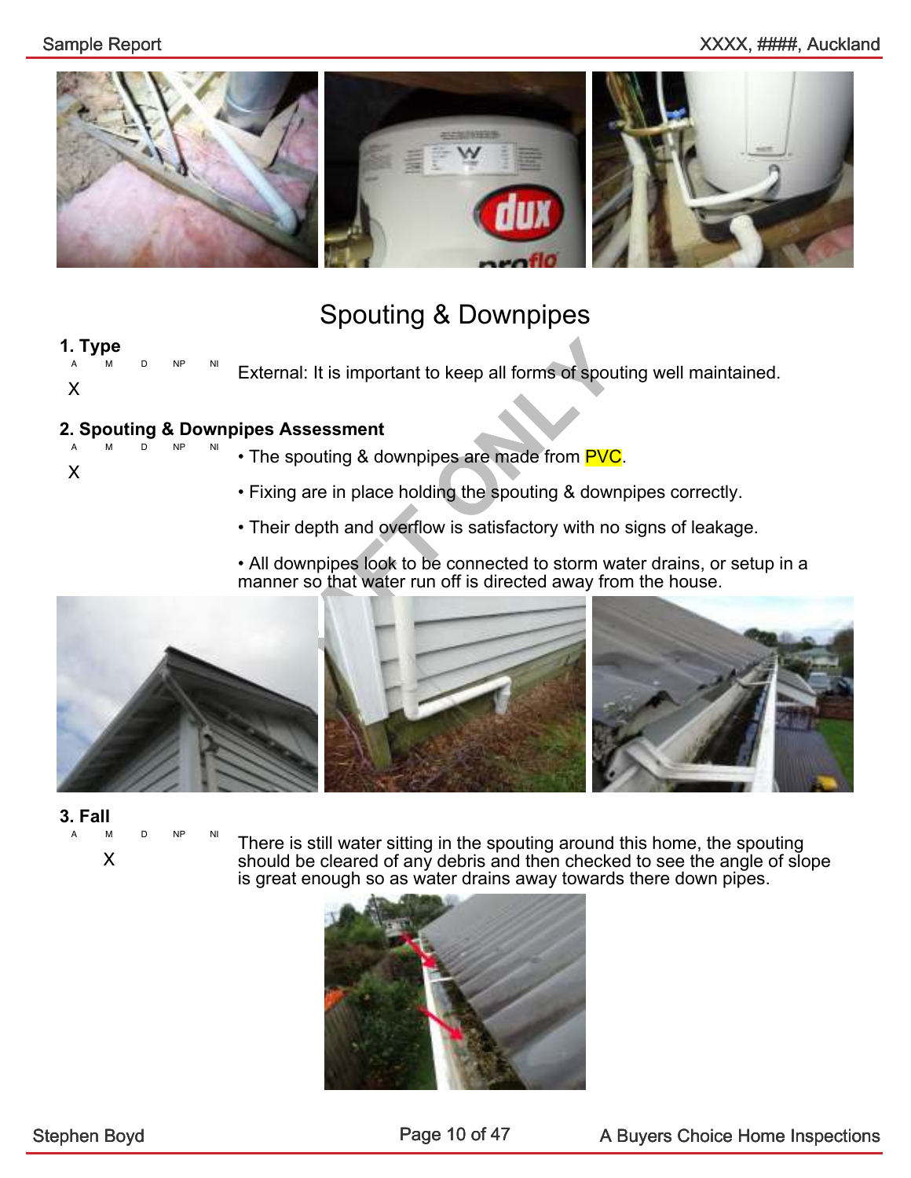# Spouting & Downpipes

**1. Type**

| A | M | D | NP | NI |
|---|---|---|---|---|
| X | | | | |

External: It is important to keep all forms of spouting well maintained.

**2. Spouting & Downpipes Assessment**

| A | M | D | NP | NI |
|---|---|---|---|---|
| X | | | | |

- The spouting & downpipes are made from PVC.
- Fixing are in place holding the spouting & downpipes correctly.
- Their depth and overflow is satisfactory with no signs of leakage.
- All downpipes look to be connected to storm water drains, or setup in a manner so that water run off is directed away from the house.

**3. Fall**

| A | M | D | NP | NI |
|---|---|---|---|---|
| | X | | | |

There is still water sitting in the spouting around this home, the spouting should be cleared of any debris and then checked to see the angle of slope is great enough so as water drains away towards there down pipes.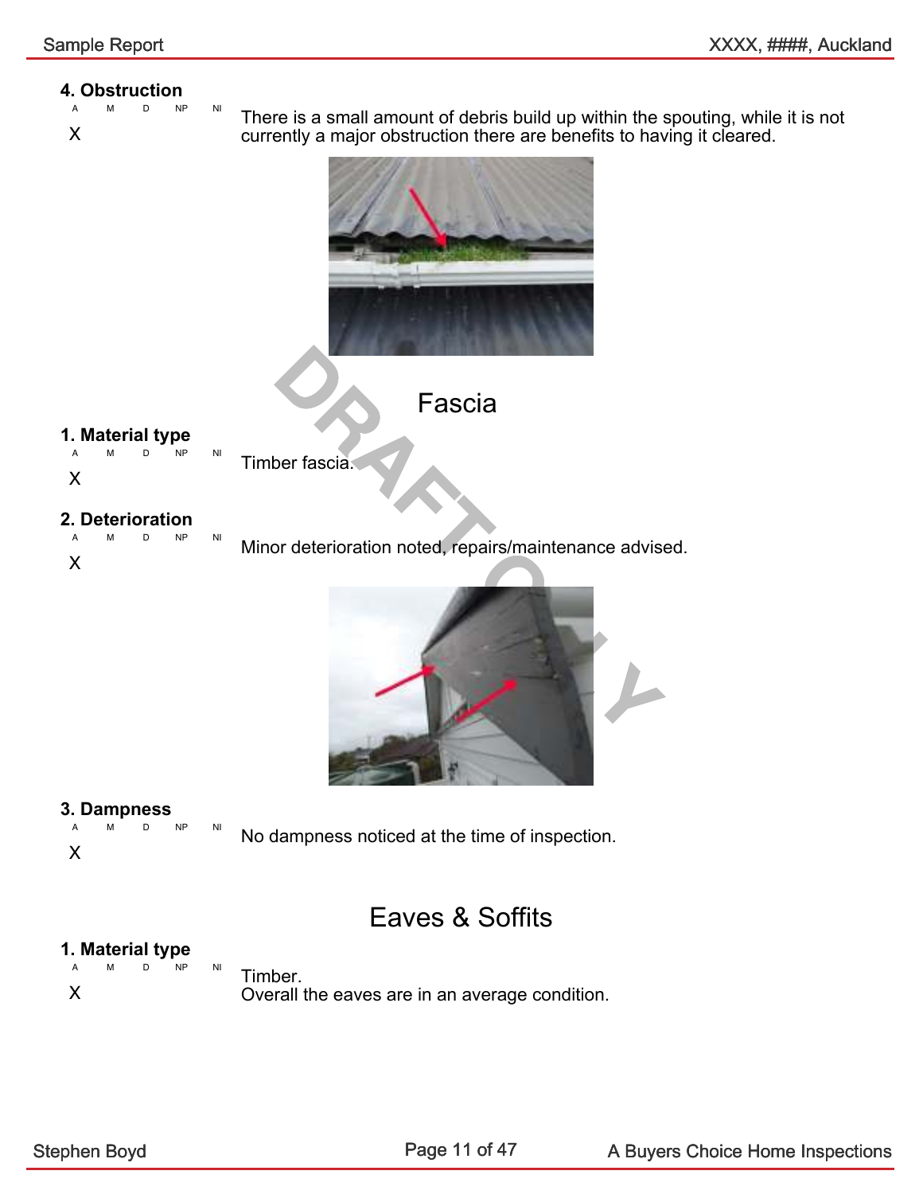### 4. Obstruction

| A | M | D | NP | NI |
|---|---|---|---|---|
| X | | | | |

There is a small amount of debris build up within the spouting, while it is not currently a major obstruction there are benefits to having it cleared.

## Fascia

### 1. Material type

| A | M | D | NP | NI |
|---|---|---|---|---|
| X | | | | |

Timber fascia.

### 2. Deterioration

| A | M | D | NP | NI |
|---|---|---|---|---|
| X | | | | |

Minor deterioration noted, repairs/maintenance advised.

### 3. Dampness

| A | M | D | NP | NI |
|---|---|---|---|---|
| X | | | | |

No dampness noticed at the time of inspection.

## Eaves & Soffits

### 1. Material type

| A | M | D | NP | NI |
|---|---|---|---|---|
| X | | | | |

Timber.
Overall the eaves are in an average condition.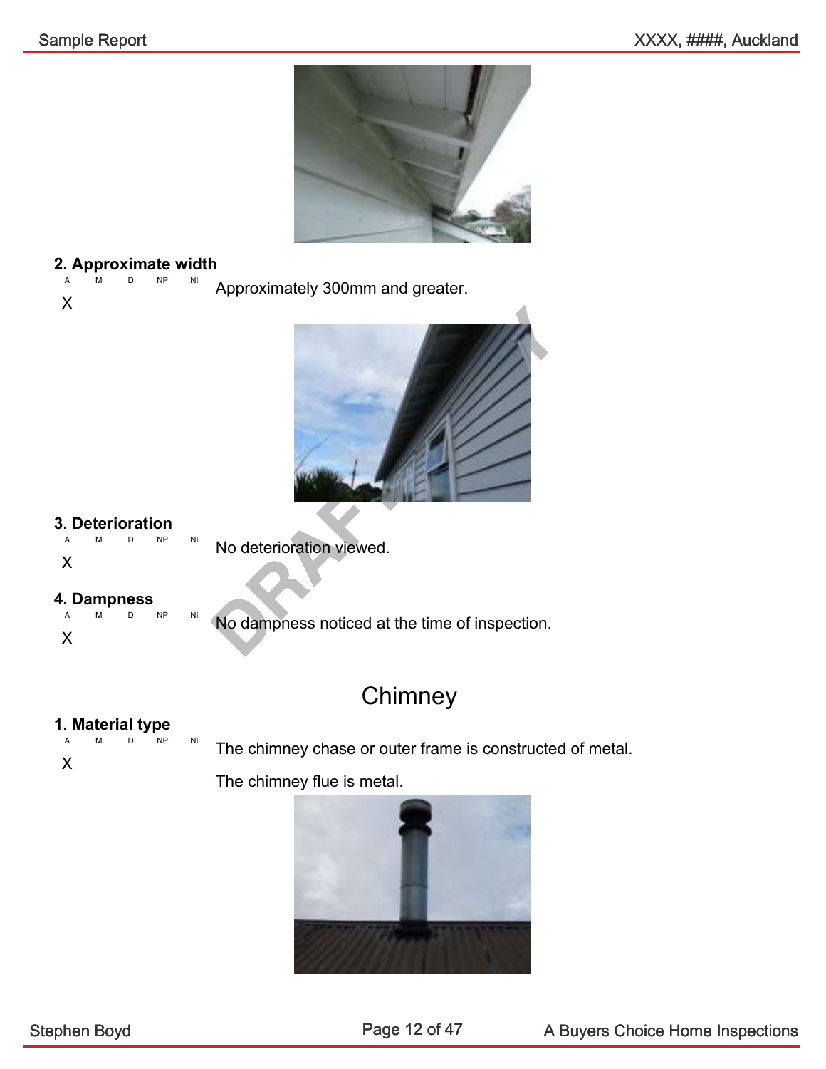**2. Approximate width**

| A | M | D | NP | NI |
|---|---|---|---|---|
| X | | | | |

Approximately 300mm and greater.

**3. Deterioration**

| A | M | D | NP | NI |
|---|---|---|---|---|
| X | | | | |

No deterioration viewed.

**4. Dampness**

| A | M | D | NP | NI |
|---|---|---|---|---|
| X | | | | |

No dampness noticed at the time of inspection.

## Chimney

**1. Material type**

| A | M | D | NP | NI |
|---|---|---|---|---|
| X | | | | |

The chimney chase or outer frame is constructed of metal.

The chimney flue is metal.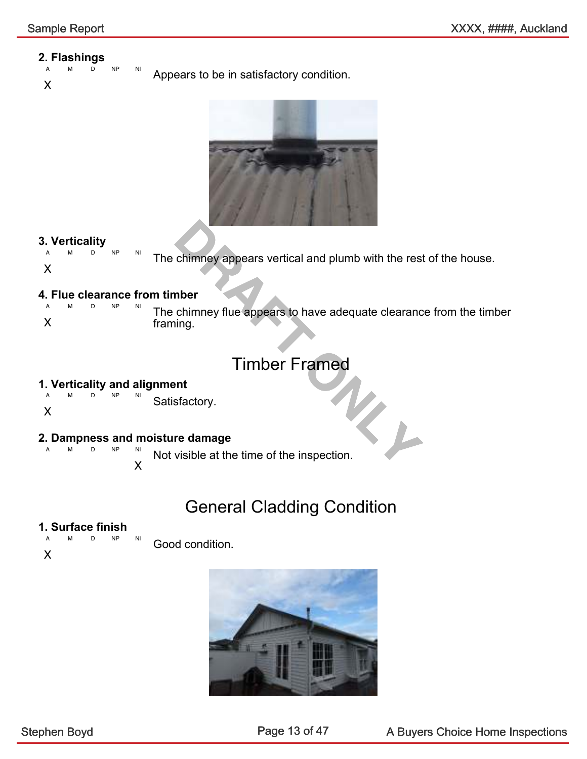**2. Flashings**

| A | M | D | NP | NI |
|---|---|---|---|---|
| X | | | | |

Appears to be in satisfactory condition.

**3. Verticality**

| A | M | D | NP | NI |
|---|---|---|---|---|
| X | | | | |

The chimney appears vertical and plumb with the rest of the house.

**4. Flue clearance from timber**

| A | M | D | NP | NI |
|---|---|---|---|---|
| X | | | | |

The chimney flue appears to have adequate clearance from the timber framing.

## Timber Framed

**1. Verticality and alignment**

| A | M | D | NP | NI |
|---|---|---|---|---|
| X | | | | |

Satisfactory.

**2. Dampness and moisture damage**

| A | M | D | NP | NI |
|---|---|---|---|---|
| | | | | X |

Not visible at the time of the inspection.

## General Cladding Condition

**1. Surface finish**

| A | M | D | NP | NI |
|---|---|---|---|---|
| X | | | | |

Good condition.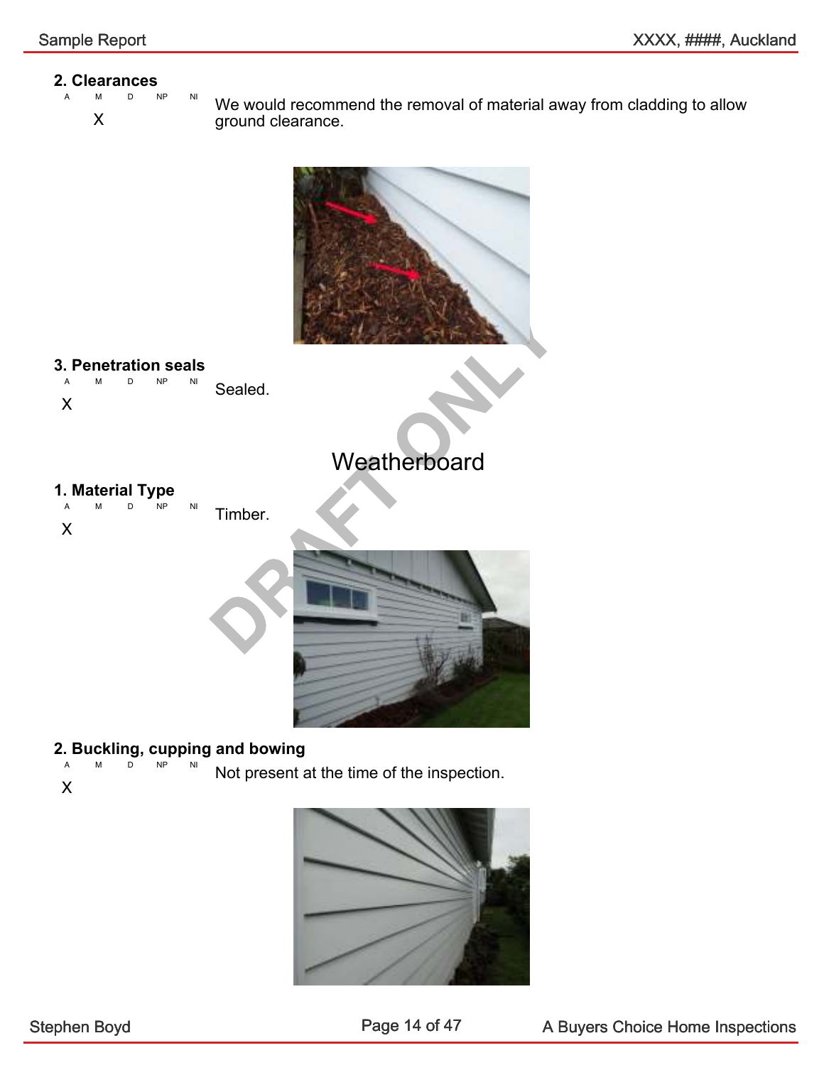### 2. Clearances

| A | M | D | NP | NI |
|---|---|---|---|---|
| | X | | | |

We would recommend the removal of material away from cladding to allow ground clearance.

### 3. Penetration seals

| A | M | D | NP | NI |
|---|---|---|---|---|
| X | | | | |

Sealed.

## Weatherboard

### 1. Material Type

| A | M | D | NP | NI |
|---|---|---|---|---|
| X | | | | |

Timber.

### 2. Buckling, cupping and bowing

| A | M | D | NP | NI |
|---|---|---|---|---|
| X | | | | |

Not present at the time of the inspection.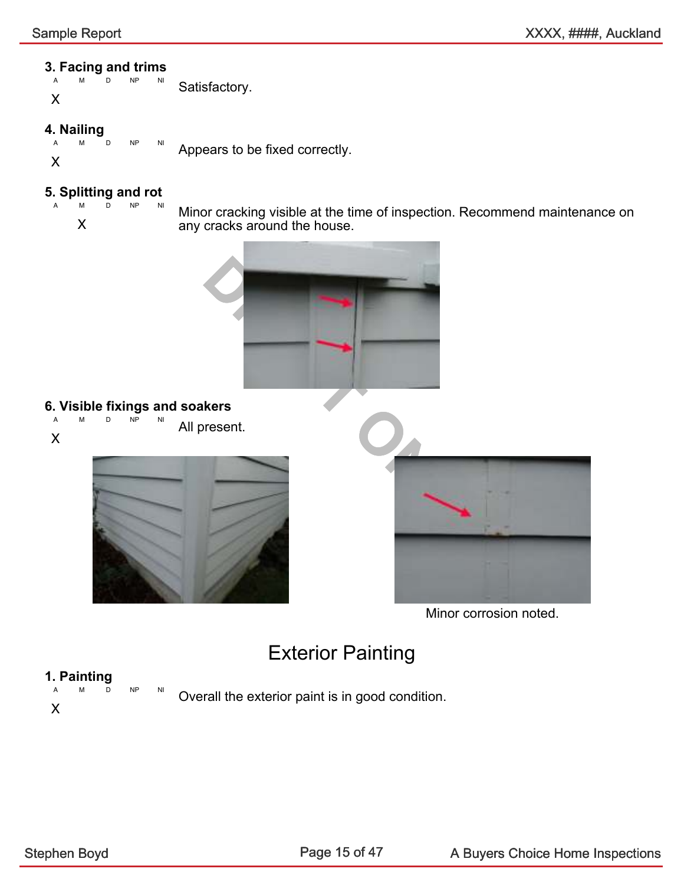### 3. Facing and trims

| A | M | D | NP | NI |
|---|---|---|---|---|
| X | | | | |

Satisfactory.

### 4. Nailing

| A | M | D | NP | NI |
|---|---|---|---|---|
| X | | | | |

Appears to be fixed correctly.

### 5. Splitting and rot

| A | M | D | NP | NI |
|---|---|---|---|---|
| | X | | | |

Minor cracking visible at the time of inspection. Recommend maintenance on any cracks around the house.

### 6. Visible fixings and soakers

| A | M | D | NP | NI |
|---|---|---|---|---|
| X | | | | |

All present.

Minor corrosion noted.

## Exterior Painting

### 1. Painting

| A | M | D | NP | NI |
|---|---|---|---|---|
| X | | | | |

Overall the exterior paint is in good condition.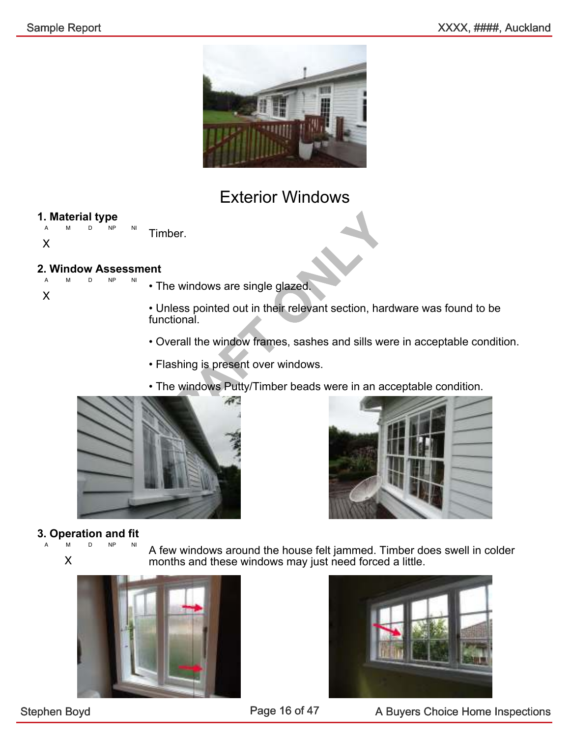# Exterior Windows

## 1. Material type

| A | M | D | NP | NI |
|---|---|---|---|---|
| X | | | | |

Timber.

## 2. Window Assessment

| A | M | D | NP | NI |
|---|---|---|---|---|
| X | | | | |

- The windows are single glazed.
- Unless pointed out in their relevant section, hardware was found to be functional.
- Overall the window frames, sashes and sills were in acceptable condition.
- Flashing is present over windows.
- The windows Putty/Timber beads were in an acceptable condition.

## 3. Operation and fit

| A | M | D | NP | NI |
|---|---|---|---|---|
| | X | | | |

A few windows around the house felt jammed. Timber does swell in colder months and these windows may just need forced a little.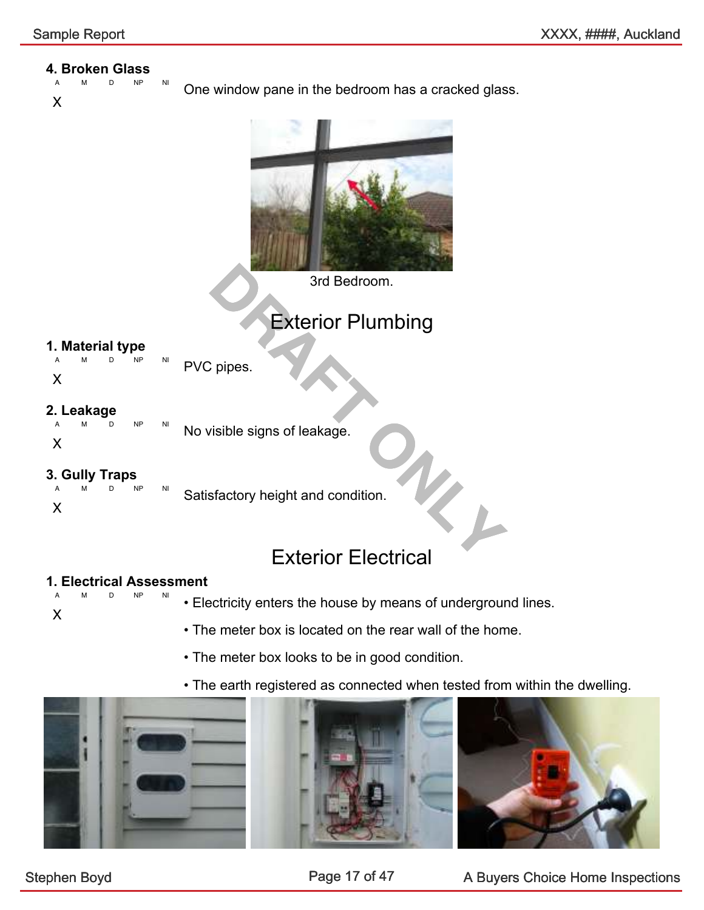### 4. Broken Glass

| A | M | D | NP | NI |
|---|---|---|---|---|
| X | | | | |

One window pane in the bedroom has a cracked glass.

3rd Bedroom.

DRAFT ONLY

## Exterior Plumbing

### 1. Material type

| A | M | D | NP | NI |
|---|---|---|---|---|
| X | | | | |

PVC pipes.

### 2. Leakage

| A | M | D | NP | NI |
|---|---|---|---|---|
| X | | | | |

No visible signs of leakage.

### 3. Gully Traps

| A | M | D | NP | NI |
|---|---|---|---|---|
| X | | | | |

Satisfactory height and condition.

## Exterior Electrical

### 1. Electrical Assessment

| A | M | D | NP | NI |
|---|---|---|---|---|
| X | | | | |

- Electricity enters the house by means of underground lines.
- The meter box is located on the rear wall of the home.
- The meter box looks to be in good condition.
- The earth registered as connected when tested from within the dwelling.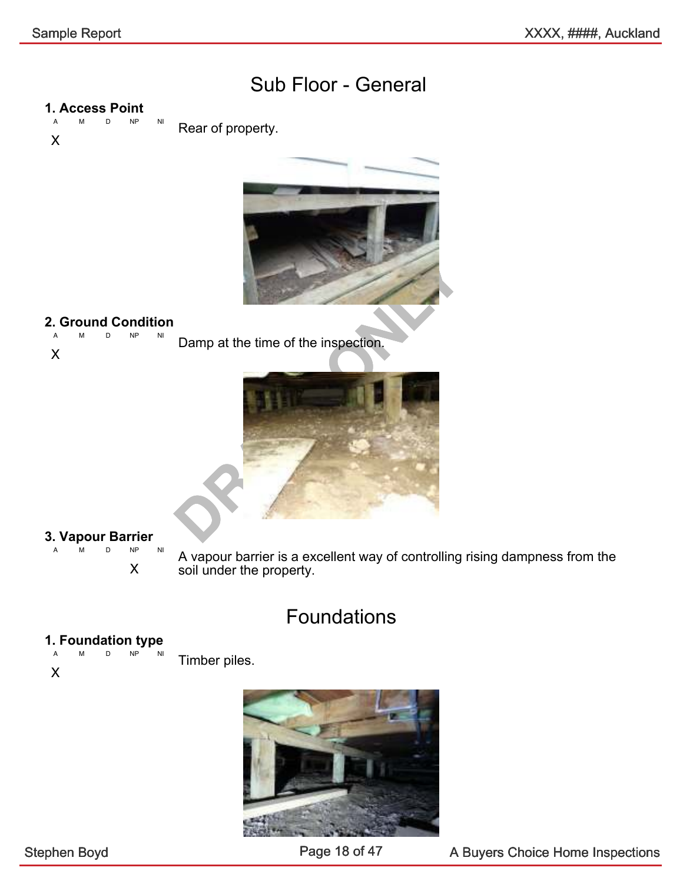# Sub Floor - General

### 1. Access Point

| A | M | D | NP | NI |
|---|---|---|---|---|
| X | | | | |

Rear of property.

### 2. Ground Condition

| A | M | D | NP | NI |
|---|---|---|---|---|
| X | | | | |

Damp at the time of the inspection.

### 3. Vapour Barrier

| A | M | D | NP | NI |
|---|---|---|---|---|
| | | | X | |

A vapour barrier is a excellent way of controlling rising dampness from the soil under the property.

# Foundations

### 1. Foundation type

| A | M | D | NP | NI |
|---|---|---|---|---|
| X | | | | |

Timber piles.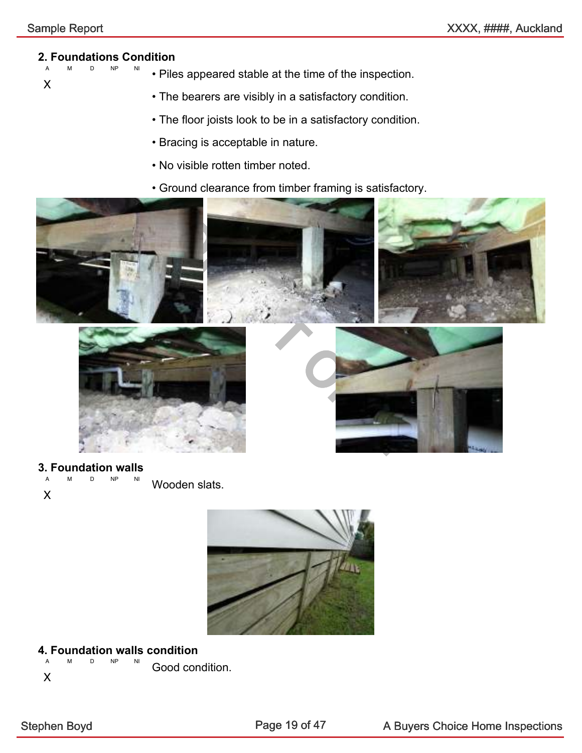## 2. Foundations Condition

| A | M | D | NP | NI |
|---|---|---|---|---|
| X | | | | |

- Piles appeared stable at the time of the inspection.
- The bearers are visibly in a satisfactory condition.
- The floor joists look to be in a satisfactory condition.
- Bracing is acceptable in nature.
- No visible rotten timber noted.
- Ground clearance from timber framing is satisfactory.

## 3. Foundation walls

| A | M | D | NP | NI |
|---|---|---|---|---|
| X | | | | |

Wooden slats.

## 4. Foundation walls condition

| A | M | D | NP | NI |
|---|---|---|---|---|
| X | | | | |

Good condition.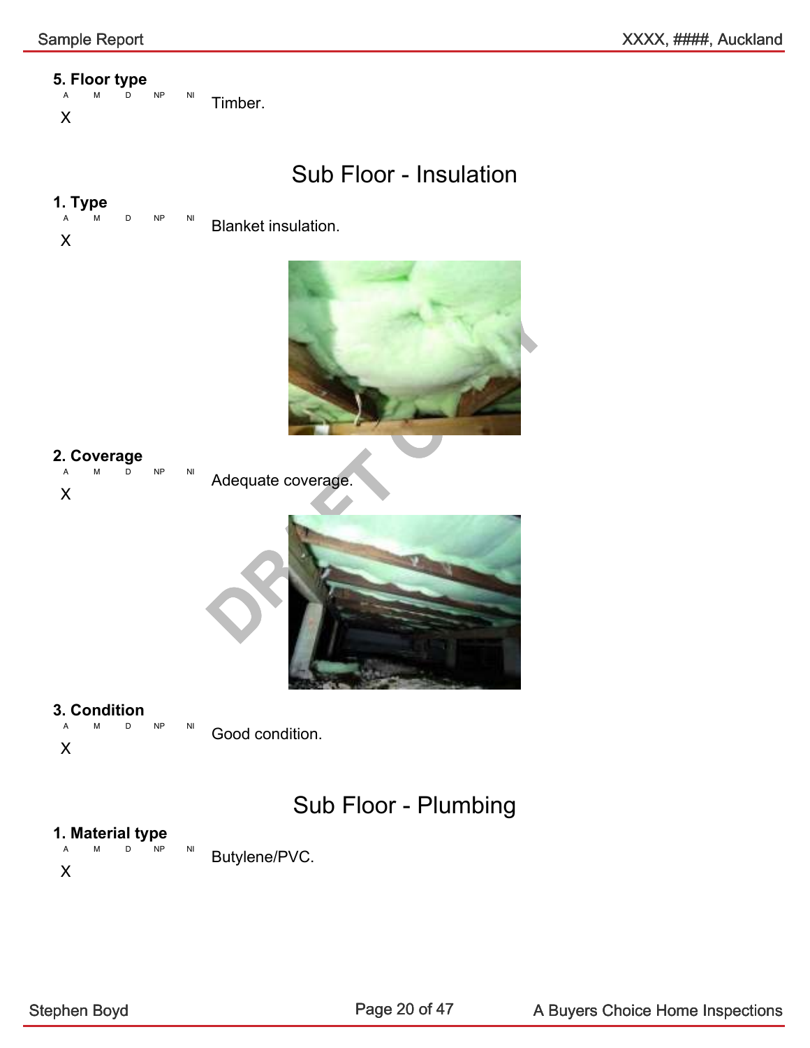### 5. Floor type

| A | M | D | NP | NI |
|---|---|---|---|---|
| X | | | | |

Timber.

## Sub Floor - Insulation

### 1. Type

| A | M | D | NP | NI |
|---|---|---|---|---|
| X | | | | |

Blanket insulation.

### 2. Coverage

| A | M | D | NP | NI |
|---|---|---|---|---|
| X | | | | |

Adequate coverage.

### 3. Condition

| A | M | D | NP | NI |
|---|---|---|---|---|
| X | | | | |

Good condition.

## Sub Floor - Plumbing

### 1. Material type

| A | M | D | NP | NI |
|---|---|---|---|---|
| X | | | | |

Butylene/PVC.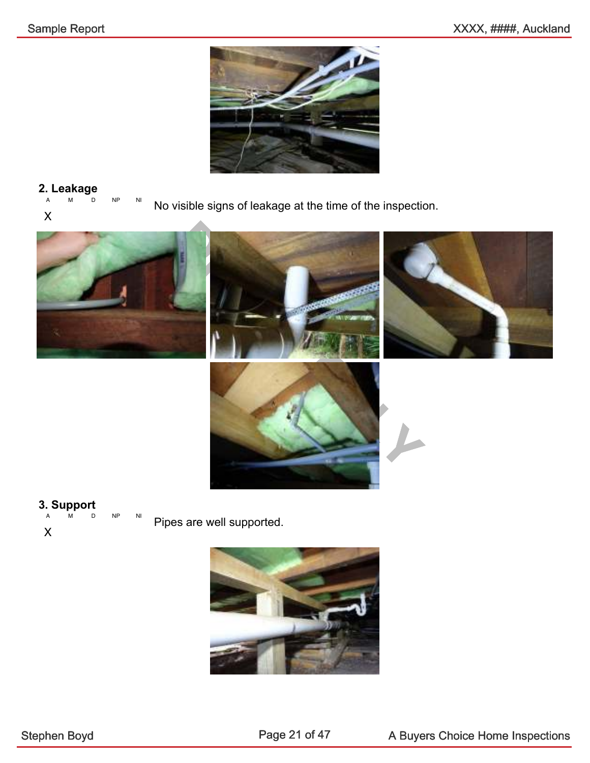## 2. Leakage

| A | M | D | NP | NI |
|---|---|---|---|---|
| X | | | | |

No visible signs of leakage at the time of the inspection.

## 3. Support

| A | M | D | NP | NI |
|---|---|---|---|---|
| X | | | | |

Pipes are well supported.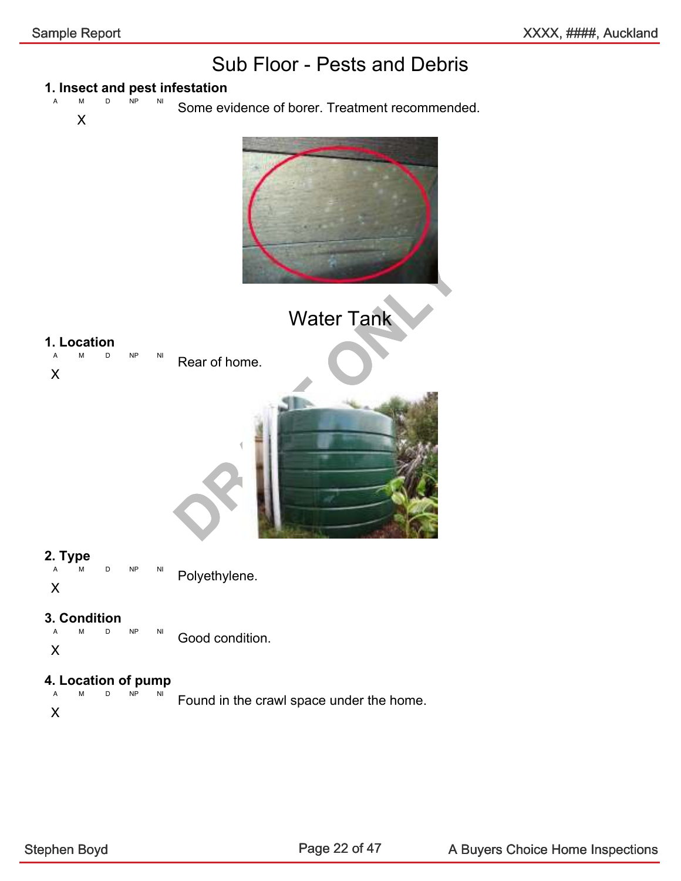# Sub Floor - Pests and Debris

### 1. Insect and pest infestation

| A | M | D | NP | NI |
|---|---|---|---|---|
| | X | | | |

Some evidence of borer. Treatment recommended.

# Water Tank

### 1. Location

| A | M | D | NP | NI |
|---|---|---|---|---|
| X | | | | |

Rear of home.

### 2. Type

| A | M | D | NP | NI |
|---|---|---|---|---|
| X | | | | |

Polyethylene.

### 3. Condition

| A | M | D | NP | NI |
|---|---|---|---|---|
| X | | | | |

Good condition.

### 4. Location of pump

| A | M | D | NP | NI |
|---|---|---|---|---|
| X | | | | |

Found in the crawl space under the home.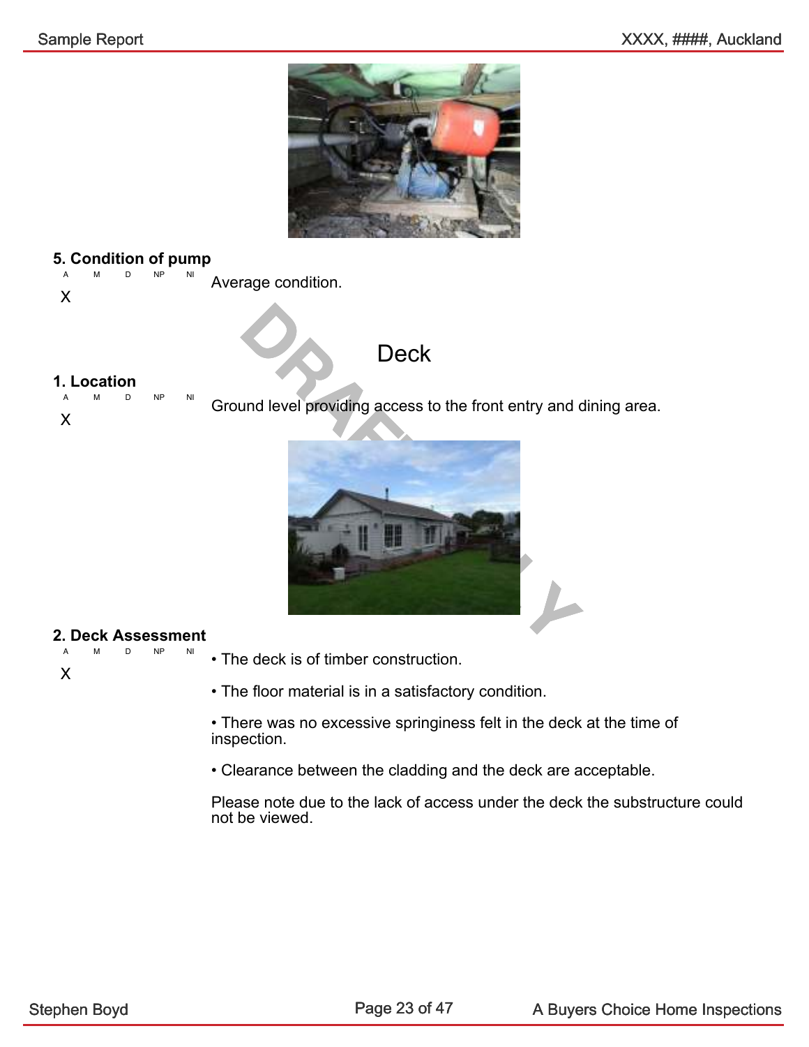### 5. Condition of pump

| A | M | D | NP | NI |
|---|---|---|---|---|
| X | | | | |

Average condition.

## Deck

### 1. Location

| A | M | D | NP | NI |
|---|---|---|---|---|
| X | | | | |

Ground level providing access to the front entry and dining area.

### 2. Deck Assessment

| A | M | D | NP | NI |
|---|---|---|---|---|
| X | | | | |

• The deck is of timber construction.

• The floor material is in a satisfactory condition.

• There was no excessive springiness felt in the deck at the time of inspection.

• Clearance between the cladding and the deck are acceptable.

Please note due to the lack of access under the deck the substructure could not be viewed.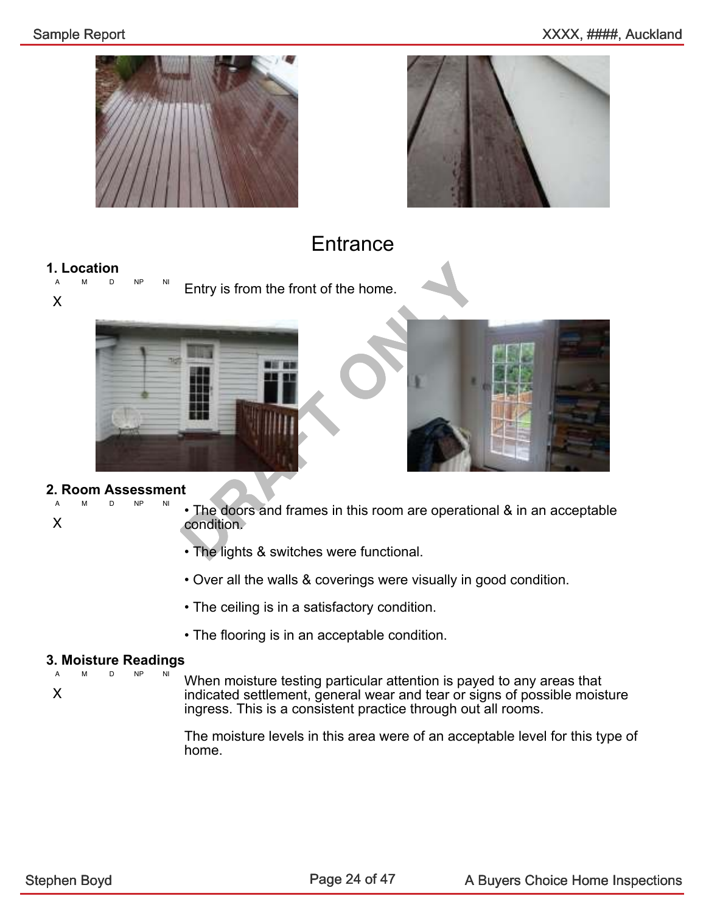# Entrance

### 1. Location

| A | M | D | NP | NI |
|---|---|---|---|---|
| X | | | | |

Entry is from the front of the home.

### 2. Room Assessment

| A | M | D | NP | NI |
|---|---|---|---|---|
| X | | | | |

- The doors and frames in this room are operational & in an acceptable condition.
- The lights & switches were functional.
- Over all the walls & coverings were visually in good condition.
- The ceiling is in a satisfactory condition.
- The flooring is in an acceptable condition.

### 3. Moisture Readings

| A | M | D | NP | NI |
|---|---|---|---|---|
| X | | | | |

When moisture testing particular attention is payed to any areas that indicated settlement, general wear and tear or signs of possible moisture ingress. This is a consistent practice through out all rooms.

The moisture levels in this area were of an acceptable level for this type of home.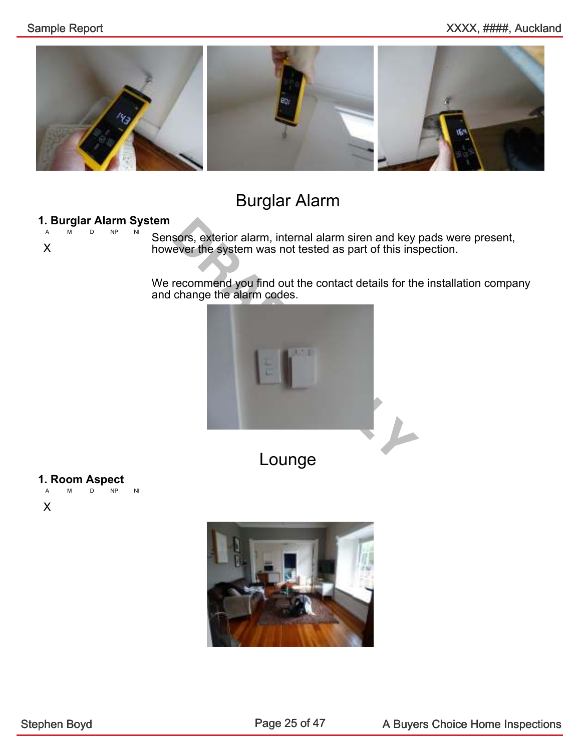# Burglar Alarm

### 1. Burglar Alarm System

| A | M | D | NP | NI |
|---|---|---|---|---|
| X | | | | |

Sensors, exterior alarm, internal alarm siren and key pads were present, however the system was not tested as part of this inspection.

We recommend you find out the contact details for the installation company and change the alarm codes.

# Lounge

### 1. Room Aspect

| A | M | D | NP | NI |
|---|---|---|---|---|
| X | | | | |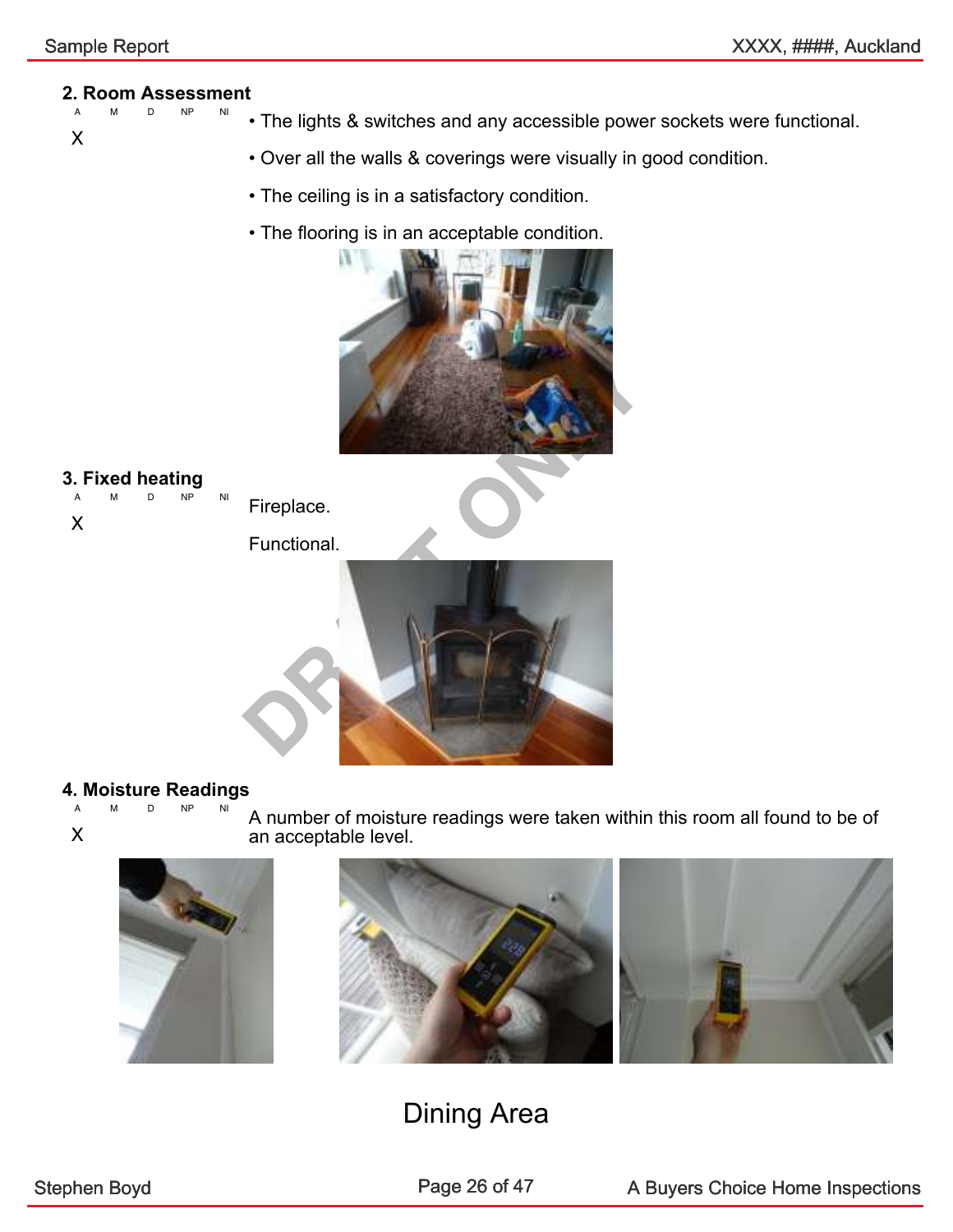## 2. Room Assessment

| A | M | D | NP | NI |
|---|---|---|---|---|
| X | | | | |

- The lights & switches and any accessible power sockets were functional.
- Over all the walls & coverings were visually in good condition.
- The ceiling is in a satisfactory condition.
- The flooring is in an acceptable condition.

## 3. Fixed heating

| A | M | D | NP | NI |
|---|---|---|---|---|
| X | | | | |

Fireplace.

Functional.

## 4. Moisture Readings

| A | M | D | NP | NI |
|---|---|---|---|---|
| X | | | | |

A number of moisture readings were taken within this room all found to be of an acceptable level.

# Dining Area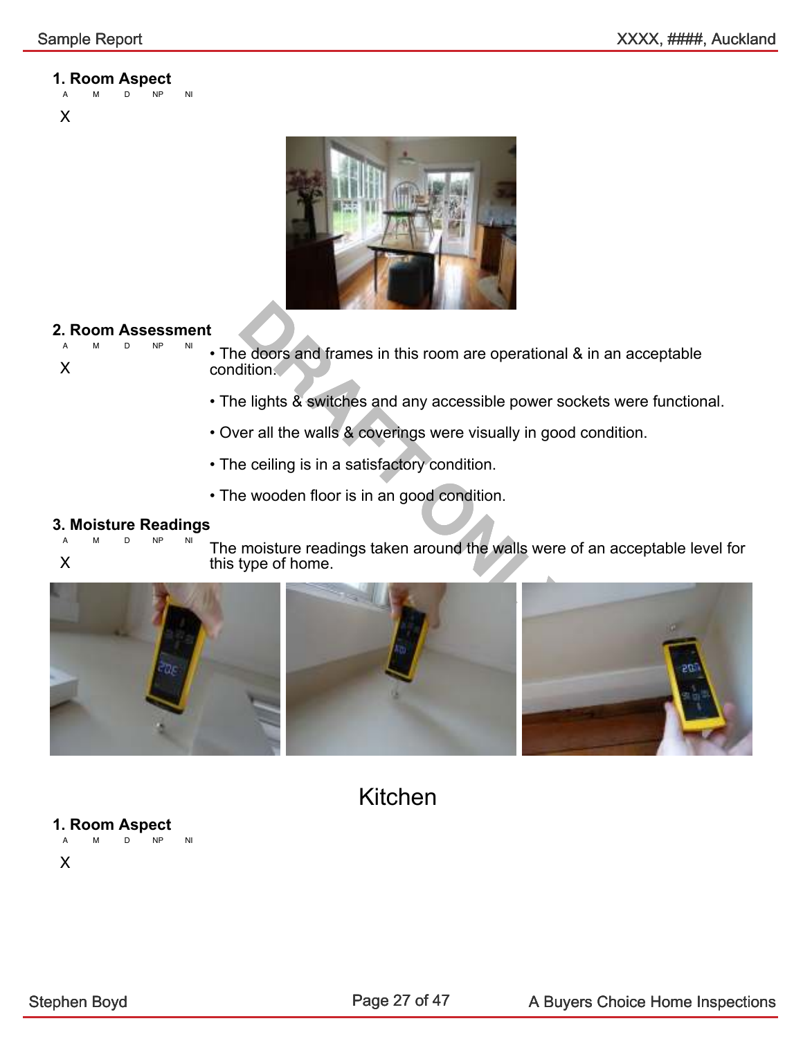### 1. Room Aspect

| A | M | D | NP | NI |
|---|---|---|---|---|
| X | | | | |

### 2. Room Assessment

| A | M | D | NP | NI |
|---|---|---|---|---|
| X | | | | |

- The doors and frames in this room are operational & in an acceptable condition.
- The lights & switches and any accessible power sockets were functional.
- Over all the walls & coverings were visually in good condition.
- The ceiling is in a satisfactory condition.
- The wooden floor is in an good condition.

### 3. Moisture Readings

| A | M | D | NP | NI |
|---|---|---|---|---|
| X | | | | |

The moisture readings taken around the walls were of an acceptable level for this type of home.

## Kitchen

### 1. Room Aspect

| A | M | D | NP | NI |
|---|---|---|---|---|
| X | | | | |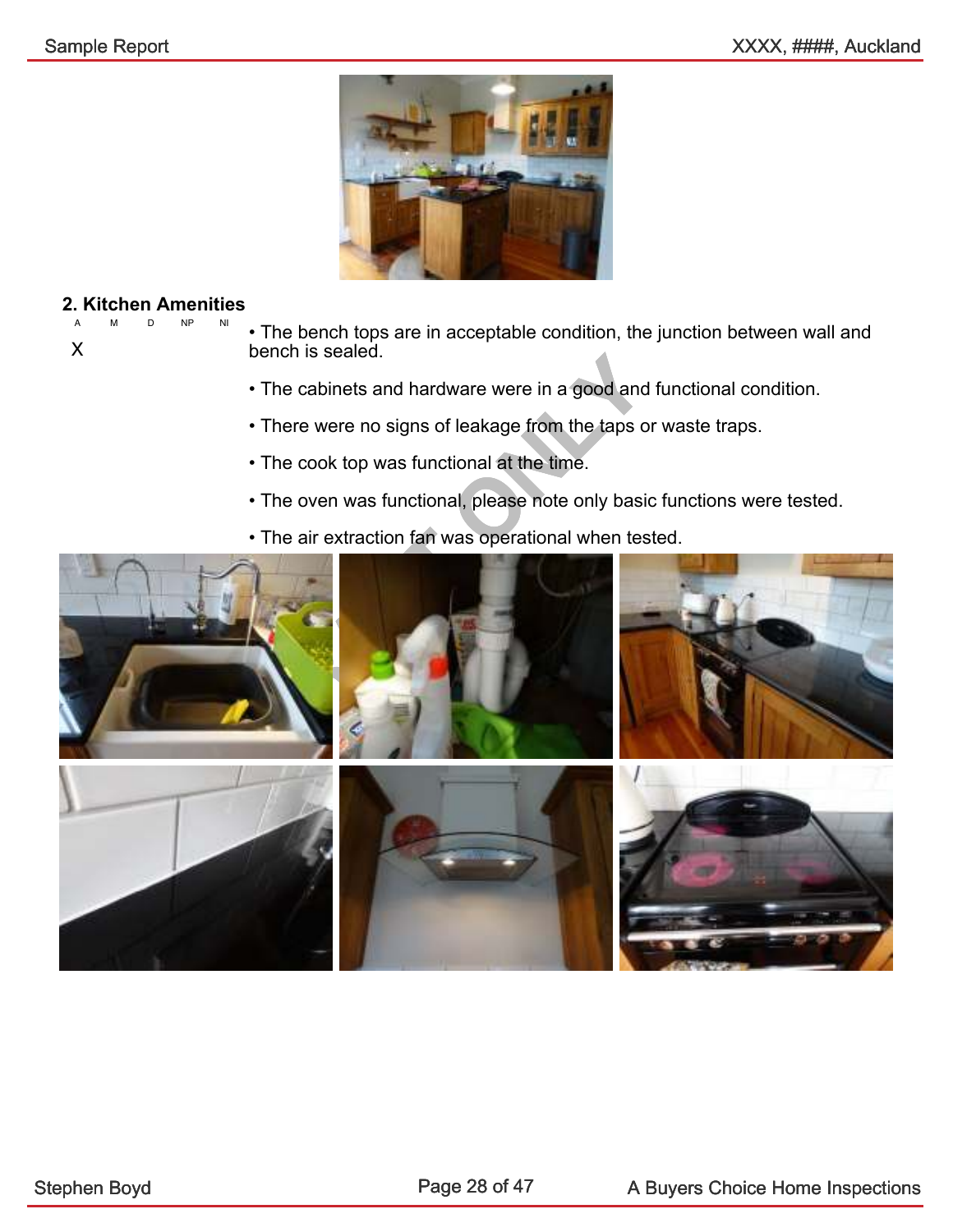## 2. Kitchen Amenities

| A | M | D | NP | NI |
|---|---|---|---|---|
| X | | | | |

- The bench tops are in acceptable condition, the junction between wall and bench is sealed.
- The cabinets and hardware were in a good and functional condition.
- There were no signs of leakage from the taps or waste traps.
- The cook top was functional at the time.
- The oven was functional, please note only basic functions were tested.
- The air extraction fan was operational when tested.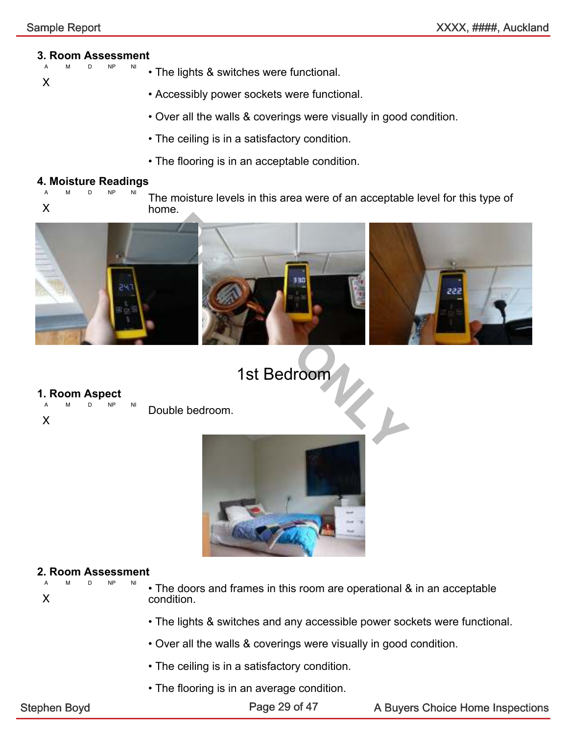### 3. Room Assessment

| A | M | D | NP | NI |
|---|---|---|---|---|
| X | | | | |

- The lights & switches were functional.
- Accessibly power sockets were functional.
- Over all the walls & coverings were visually in good condition.
- The ceiling is in a satisfactory condition.
- The flooring is in an acceptable condition.

### 4. Moisture Readings

| A | M | D | NP | NI |
|---|---|---|---|---|
| X | | | | |

The moisture levels in this area were of an acceptable level for this type of home.

## 1st Bedroom

### 1. Room Aspect

| A | M | D | NP | NI |
|---|---|---|---|---|
| X | | | | |

Double bedroom.

### 2. Room Assessment

| A | M | D | NP | NI |
|---|---|---|---|---|
| X | | | | |

- The doors and frames in this room are operational & in an acceptable condition.
- The lights & switches and any accessible power sockets were functional.
- Over all the walls & coverings were visually in good condition.
- The ceiling is in a satisfactory condition.
- The flooring is in an average condition.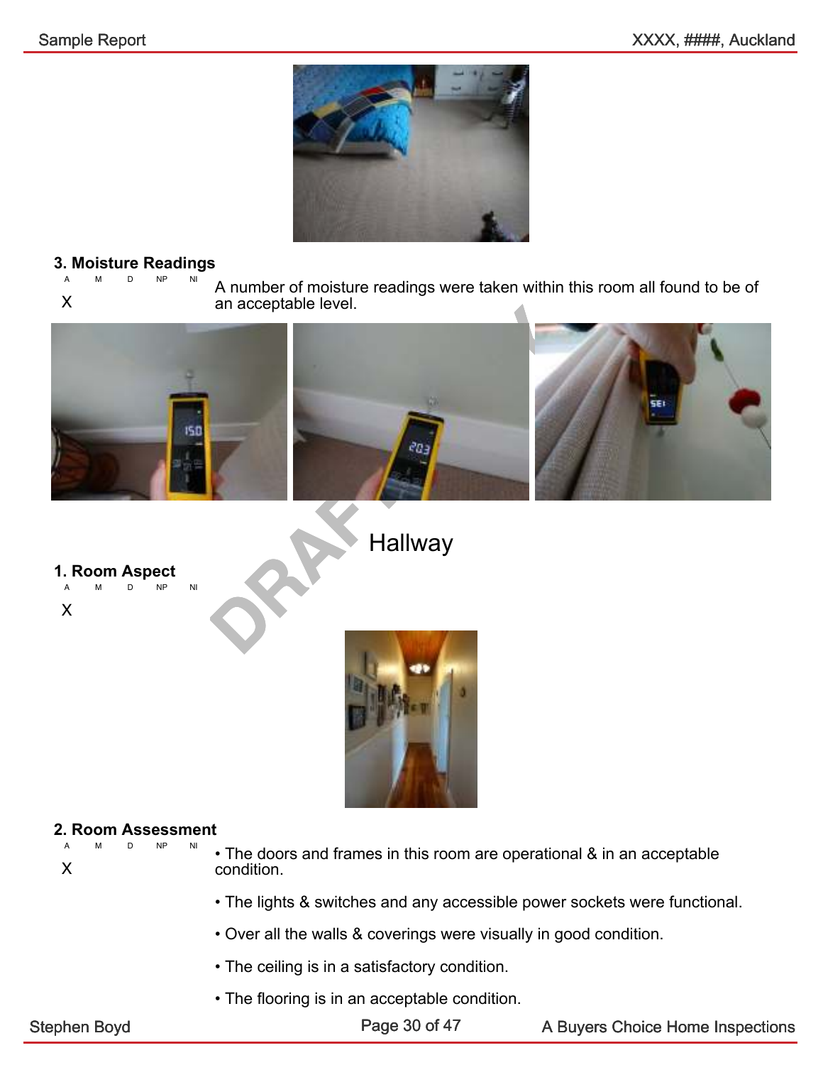### 3. Moisture Readings

| A | M | D | NP | NI |
|---|---|---|---|---|
| X | | | | |

A number of moisture readings were taken within this room all found to be of an acceptable level.

## Hallway

### 1. Room Aspect

| A | M | D | NP | NI |
|---|---|---|---|---|
| X | | | | |

### 2. Room Assessment

| A | M | D | NP | NI |
|---|---|---|---|---|
| X | | | | |

- The doors and frames in this room are operational & in an acceptable condition.
- The lights & switches and any accessible power sockets were functional.
- Over all the walls & coverings were visually in good condition.
- The ceiling is in a satisfactory condition.
- The flooring is in an acceptable condition.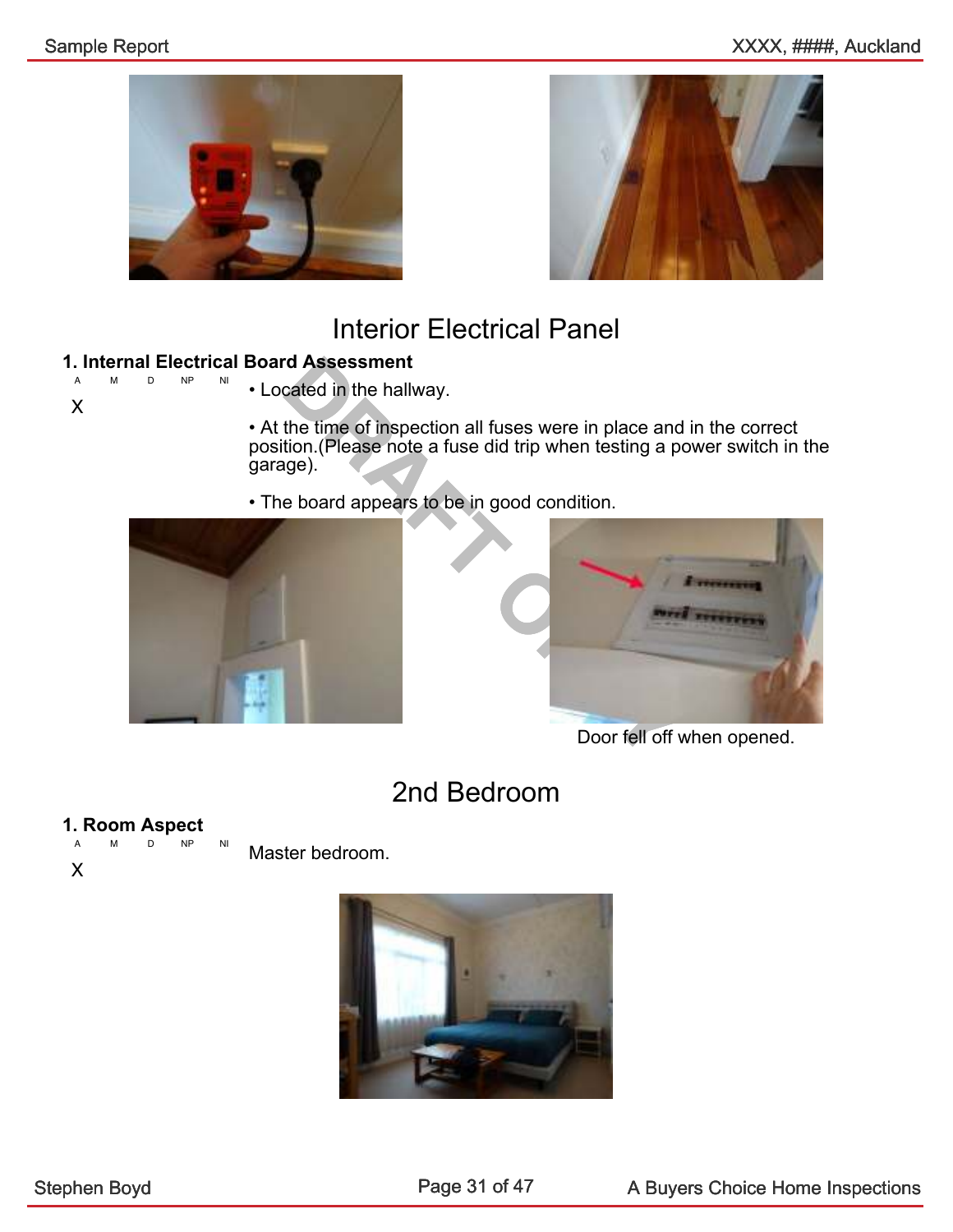# Interior Electrical Panel

### 1. Internal Electrical Board Assessment

| A | M | D | NP | NI |
|---|---|---|---|---|
| X | | | | |

- Located in the hallway.
- At the time of inspection all fuses were in place and in the correct position.(Please note a fuse did trip when testing a power switch in the garage).
- The board appears to be in good condition.

Door fell off when opened.

# 2nd Bedroom

### 1. Room Aspect

| A | M | D | NP | NI |
|---|---|---|---|---|
| X | | | | |

Master bedroom.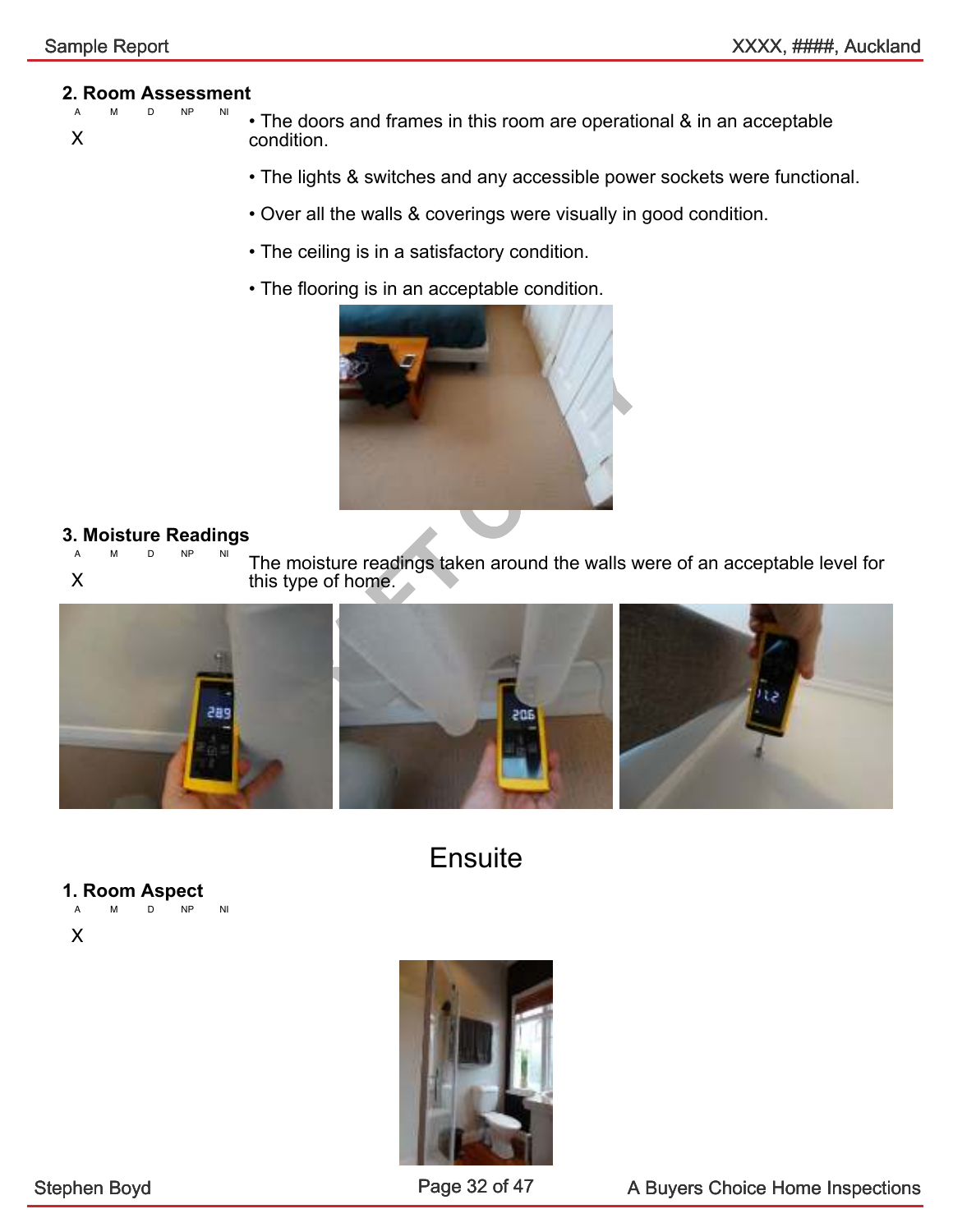### 2. Room Assessment

| A | M | D | NP | NI |
|---|---|---|---|---|
| X | | | | |

- The doors and frames in this room are operational & in an acceptable condition.
- The lights & switches and any accessible power sockets were functional.
- Over all the walls & coverings were visually in good condition.
- The ceiling is in a satisfactory condition.
- The flooring is in an acceptable condition.

### 3. Moisture Readings

| A | M | D | NP | NI |
|---|---|---|---|---|
| X | | | | |

The moisture readings taken around the walls were of an acceptable level for this type of home.

## Ensuite

### 1. Room Aspect

| A | M | D | NP | NI |
|---|---|---|---|---|
| X | | | | |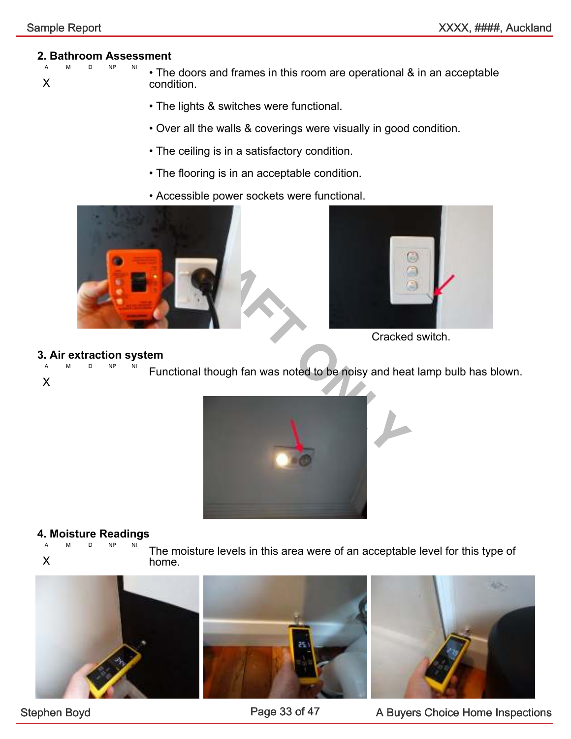## 2. Bathroom Assessment

| A | M | D | NP | NI |
|---|---|---|---|---|
| X | | | | |

- The doors and frames in this room are operational & in an acceptable condition.
- The lights & switches were functional.
- Over all the walls & coverings were visually in good condition.
- The ceiling is in a satisfactory condition.
- The flooring is in an acceptable condition.
- Accessible power sockets were functional.

Cracked switch.

## 3. Air extraction system

| A | M | D | NP | NI |
|---|---|---|---|---|
| X | | | | |

Functional though fan was noted to be noisy and heat lamp bulb has blown.

## 4. Moisture Readings

| A | M | D | NP | NI |
|---|---|---|---|---|
| X | | | | |

The moisture levels in this area were of an acceptable level for this type of home.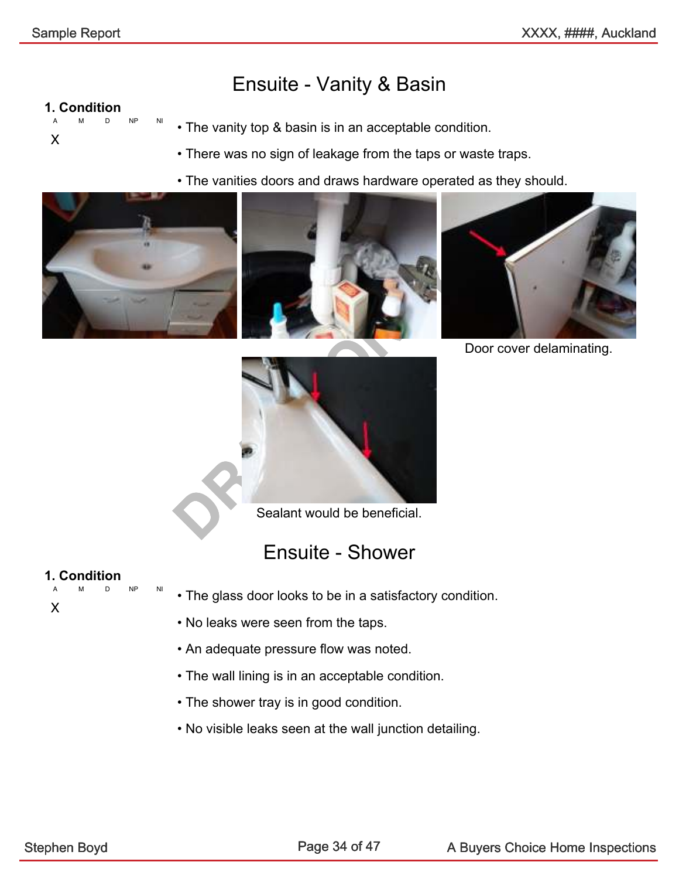# Ensuite - Vanity & Basin

**1. Condition**

| A | M | D | NP | NI |
|---|---|---|---|---|
| X | | | | |

- The vanity top & basin is in an acceptable condition.
- There was no sign of leakage from the taps or waste traps.
- The vanities doors and draws hardware operated as they should.

Door cover delaminating.

Sealant would be beneficial.

# Ensuite - Shower

**1. Condition**

| A | M | D | NP | NI |
|---|---|---|---|---|
| X | | | | |

- The glass door looks to be in a satisfactory condition.
- No leaks were seen from the taps.
- An adequate pressure flow was noted.
- The wall lining is in an acceptable condition.
- The shower tray is in good condition.
- No visible leaks seen at the wall junction detailing.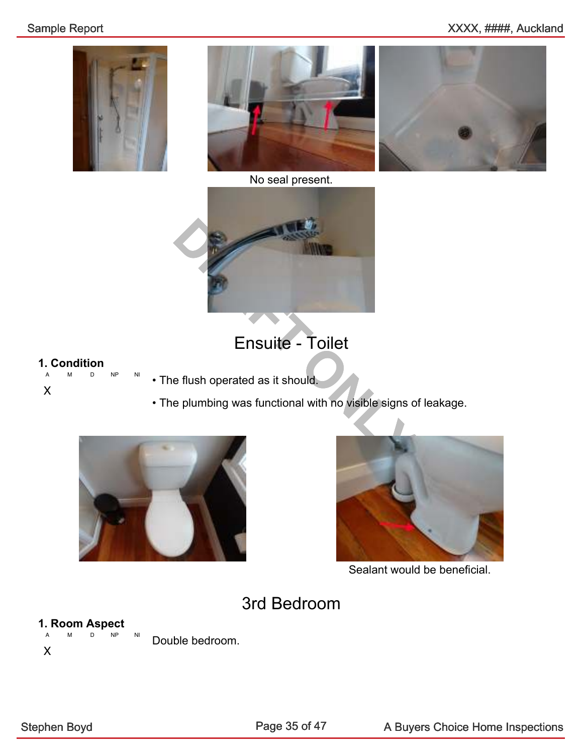No seal present.

# Ensuite - Toilet

**1. Condition**

| A | M | D | NP | NI |
|---|---|---|---|---|
| X | | | | |

- The flush operated as it should.
- The plumbing was functional with no visible signs of leakage.

Sealant would be beneficial.

# 3rd Bedroom

**1. Room Aspect**

| A | M | D | NP | NI |
|---|---|---|---|---|
| X | | | | |

Double bedroom.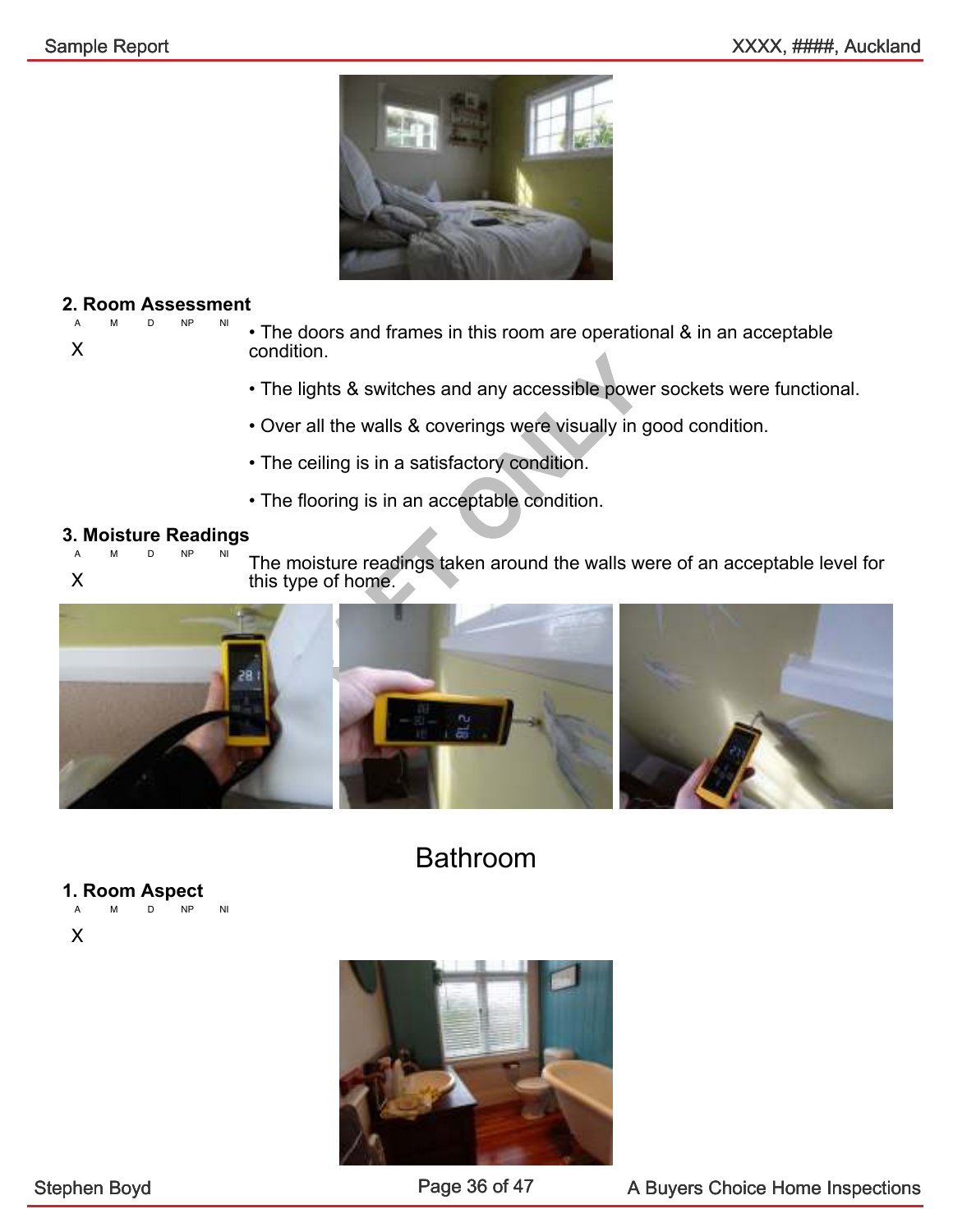## 2. Room Assessment

| A | M | D | NP | NI |
|---|---|---|---|---|
| X | | | | |

- The doors and frames in this room are operational & in an acceptable condition.
- The lights & switches and any accessible power sockets were functional.
- Over all the walls & coverings were visually in good condition.
- The ceiling is in a satisfactory condition.
- The flooring is in an acceptable condition.

## 3. Moisture Readings

| A | M | D | NP | NI |
|---|---|---|---|---|
| X | | | | |

The moisture readings taken around the walls were of an acceptable level for this type of home.

# Bathroom

## 1. Room Aspect

| A | M | D | NP | NI |
|---|---|---|---|---|
| X | | | | |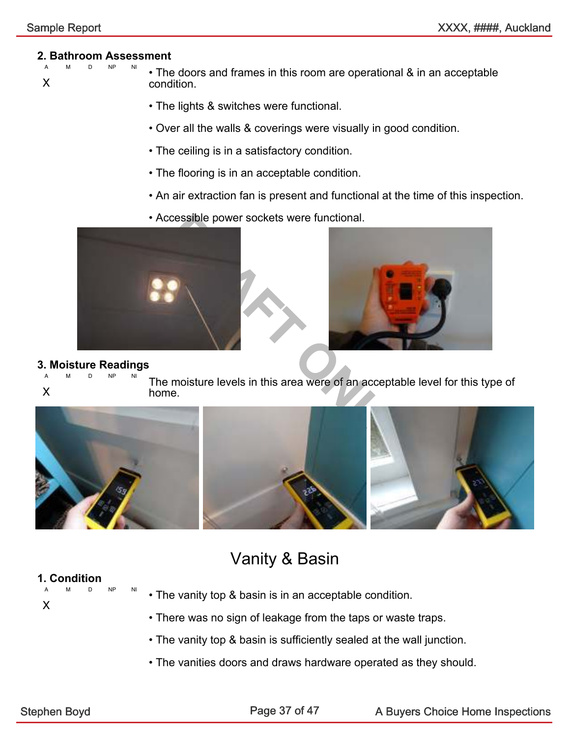## 2. Bathroom Assessment

| A | M | D | NP | NI |
|---|---|---|---|---|
| X | | | | |

- The doors and frames in this room are operational & in an acceptable condition.
- The lights & switches were functional.
- Over all the walls & coverings were visually in good condition.
- The ceiling is in a satisfactory condition.
- The flooring is in an acceptable condition.
- An air extraction fan is present and functional at the time of this inspection.
- Accessible power sockets were functional.

## 3. Moisture Readings

| A | M | D | NP | NI |
|---|---|---|---|---|
| X | | | | |

The moisture levels in this area were of an acceptable level for this type of home.

# Vanity & Basin

## 1. Condition

| A | M | D | NP | NI |
|---|---|---|---|---|
| X | | | | |

- The vanity top & basin is in an acceptable condition.
- There was no sign of leakage from the taps or waste traps.
- The vanity top & basin is sufficiently sealed at the wall junction.
- The vanities doors and draws hardware operated as they should.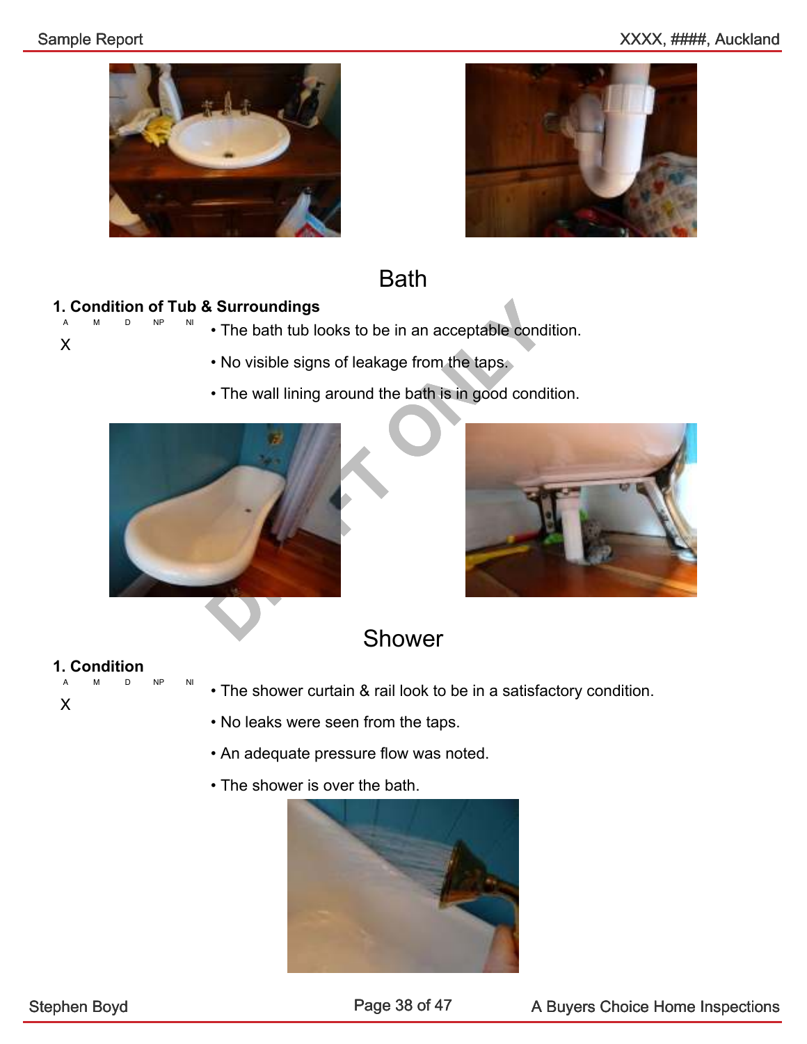# Bath

### 1. Condition of Tub & Surroundings

| A | M | D | NP | NI |
|---|---|---|---|---|
| X | | | | |

- The bath tub looks to be in an acceptable condition.
- No visible signs of leakage from the taps.
- The wall lining around the bath is in good condition.

# Shower

### 1. Condition

| A | M | D | NP | NI |
|---|---|---|---|---|
| X | | | | |

- The shower curtain & rail look to be in a satisfactory condition.
- No leaks were seen from the taps.
- An adequate pressure flow was noted.
- The shower is over the bath.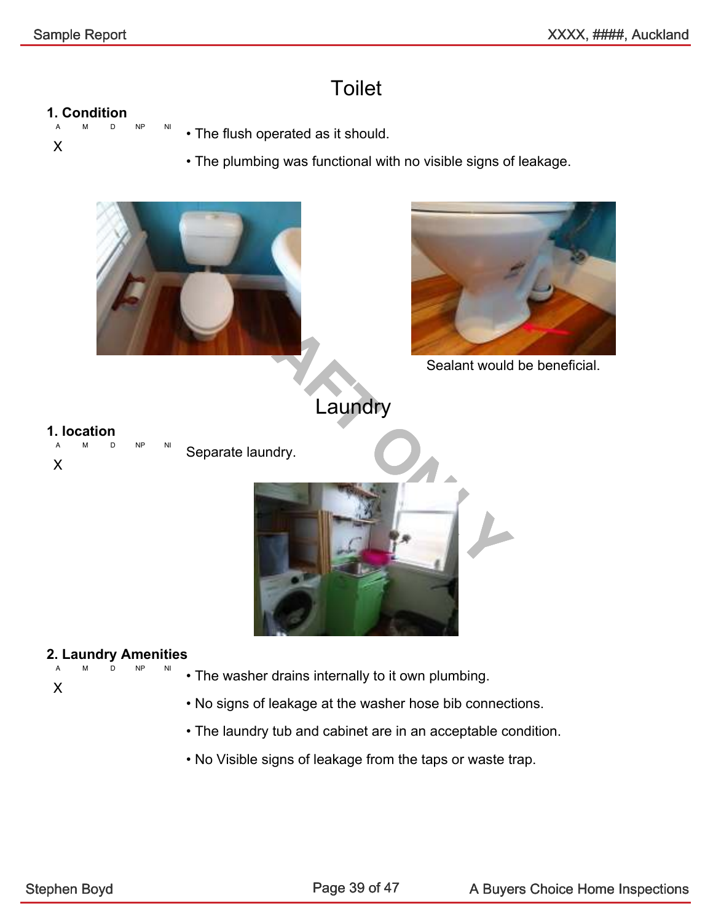# Toilet

### 1. Condition

| A | M | D | NP | NI |
|---|---|---|---|---|
| X | | | | |

- The flush operated as it should.
- The plumbing was functional with no visible signs of leakage.

Sealant would be beneficial.

# Laundry

### 1. location

| A | M | D | NP | NI |
|---|---|---|---|---|
| X | | | | |

Separate laundry.

### 2. Laundry Amenities

| A | M | D | NP | NI |
|---|---|---|---|---|
| X | | | | |

- The washer drains internally to it own plumbing.
- No signs of leakage at the washer hose bib connections.
- The laundry tub and cabinet are in an acceptable condition.
- No Visible signs of leakage from the taps or waste trap.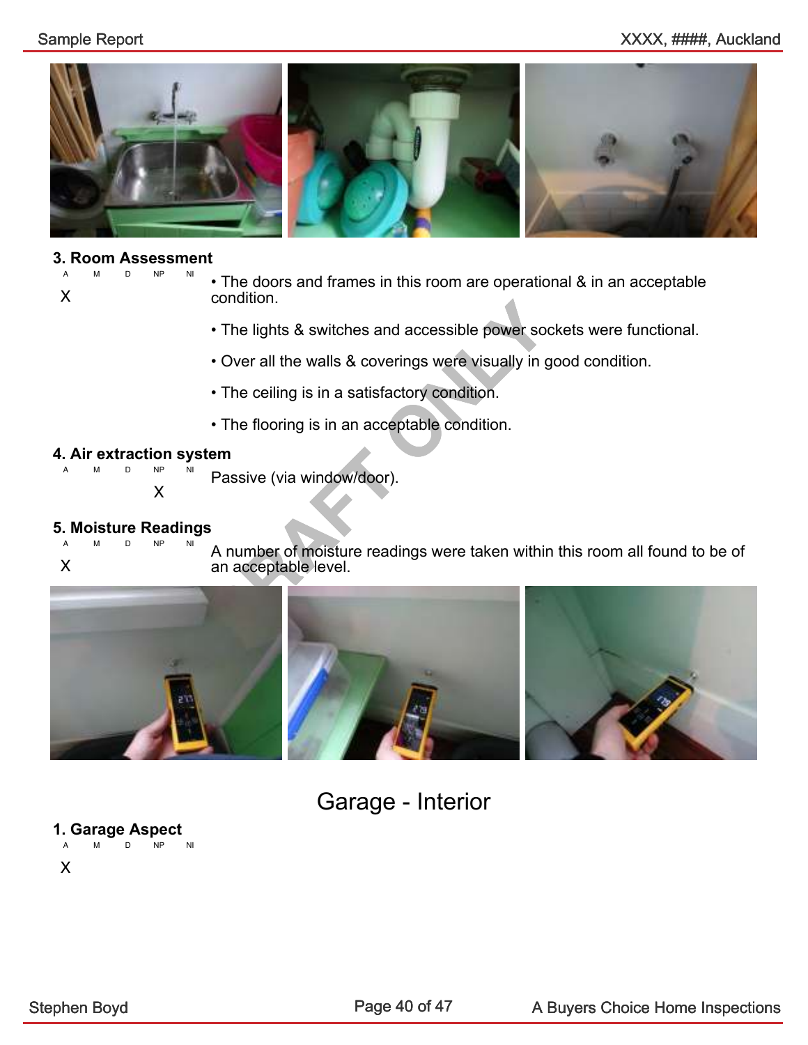### 3. Room Assessment

| A | M | D | NP | NI |
|---|---|---|---|---|
| X | | | | |

- The doors and frames in this room are operational & in an acceptable condition.
- The lights & switches and accessible power sockets were functional.
- Over all the walls & coverings were visually in good condition.
- The ceiling is in a satisfactory condition.
- The flooring is in an acceptable condition.

### 4. Air extraction system

| A | M | D | NP | NI |
|---|---|---|---|---|
| | | | X | |

Passive (via window/door).

### 5. Moisture Readings

| A | M | D | NP | NI |
|---|---|---|---|---|
| X | | | | |

A number of moisture readings were taken within this room all found to be of an acceptable level.

## Garage - Interior

### 1. Garage Aspect

| A | M | D | NP | NI |
|---|---|---|---|---|
| X | | | | |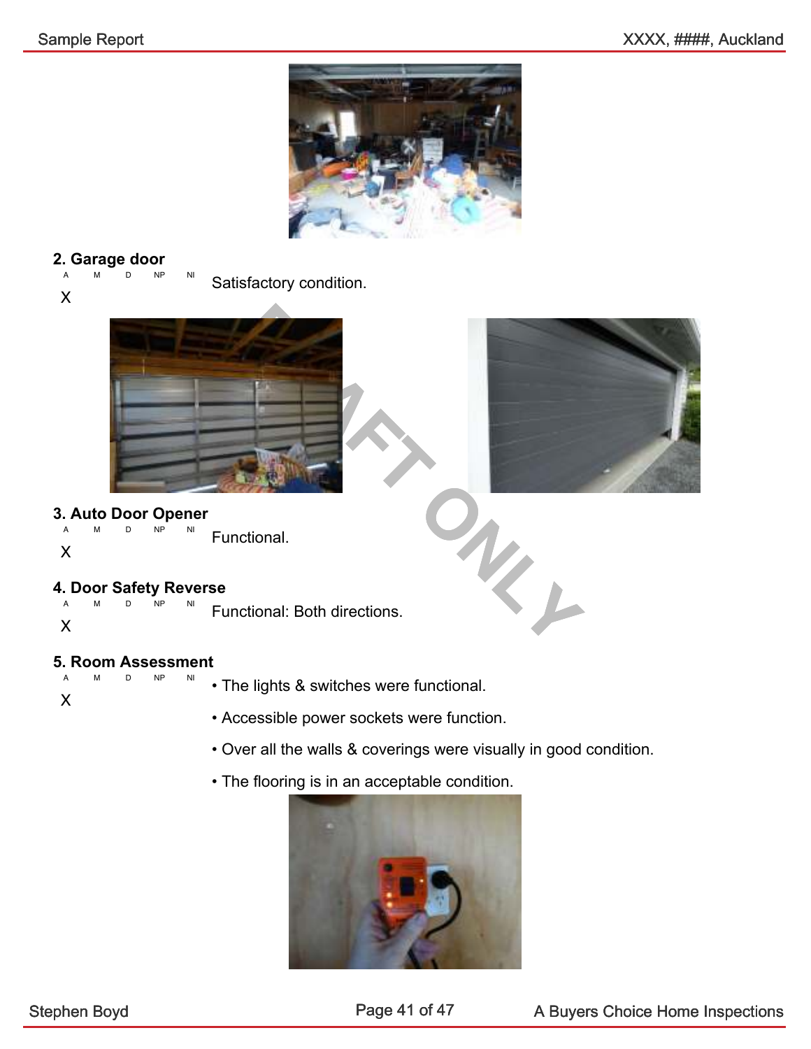## 2. Garage door

| A | M | D | NP | NI |
|---|---|---|---|---|
| X | | | | |

Satisfactory condition.

## 3. Auto Door Opener

| A | M | D | NP | NI |
|---|---|---|---|---|
| X | | | | |

Functional.

## 4. Door Safety Reverse

| A | M | D | NP | NI |
|---|---|---|---|---|
| X | | | | |

Functional: Both directions.

## 5. Room Assessment

| A | M | D | NP | NI |
|---|---|---|---|---|
| X | | | | |

- The lights & switches were functional.
- Accessible power sockets were function.
- Over all the walls & coverings were visually in good condition.
- The flooring is in an acceptable condition.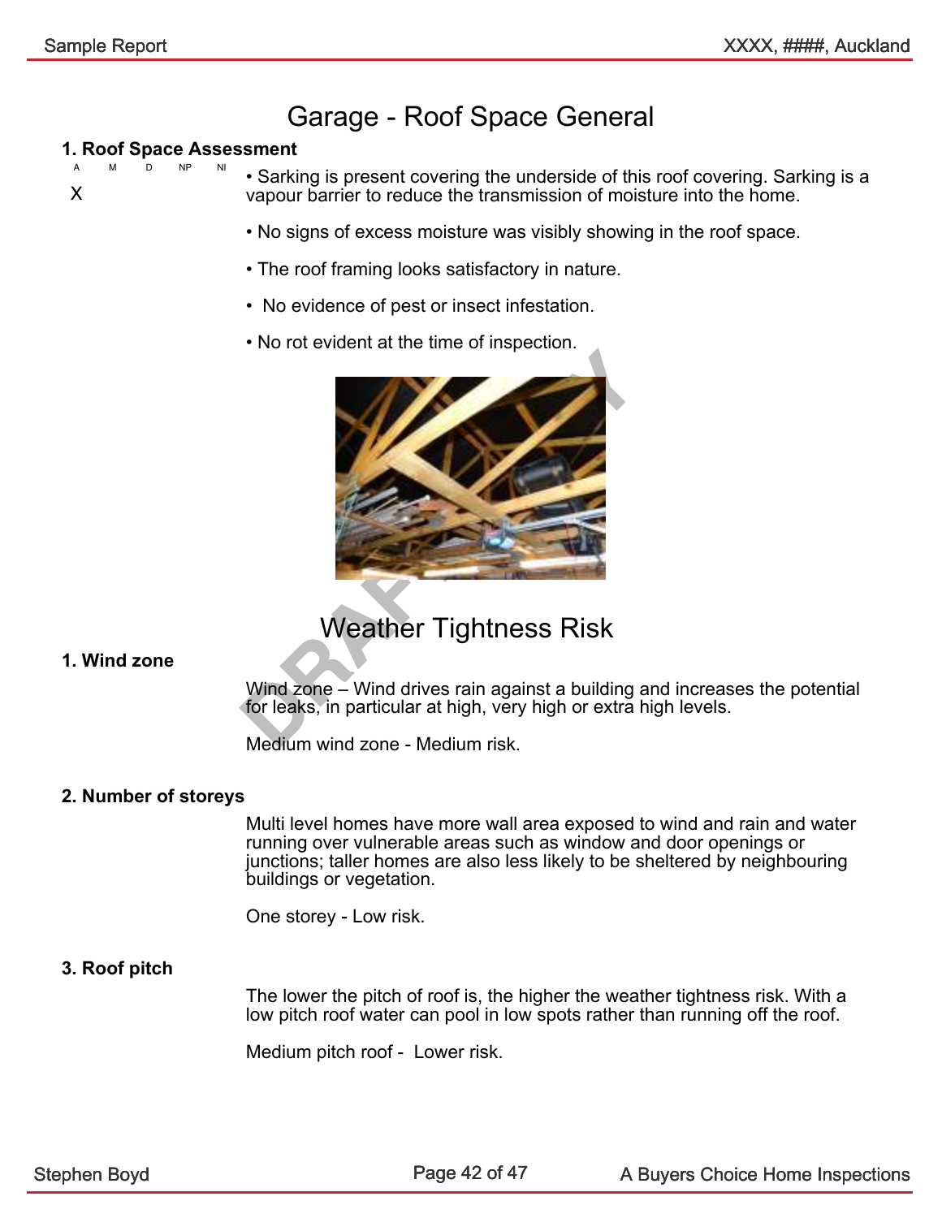# Garage - Roof Space General

### 1. Roof Space Assessment

| A | M | D | NP | NI |
|---|---|---|---|---|
| X | | | | |

- Sarking is present covering the underside of this roof covering. Sarking is a vapour barrier to reduce the transmission of moisture into the home.
- No signs of excess moisture was visibly showing in the roof space.
- The roof framing looks satisfactory in nature.
- No evidence of pest or insect infestation.
- No rot evident at the time of inspection.

# Weather Tightness Risk

### 1. Wind zone

Wind zone – Wind drives rain against a building and increases the potential for leaks, in particular at high, very high or extra high levels.

Medium wind zone - Medium risk.

### 2. Number of storeys

Multi level homes have more wall area exposed to wind and rain and water running over vulnerable areas such as window and door openings or junctions; taller homes are also less likely to be sheltered by neighbouring buildings or vegetation.

One storey - Low risk.

### 3. Roof pitch

The lower the pitch of roof is, the higher the weather tightness risk. With a low pitch roof water can pool in low spots rather than running off the roof.

Medium pitch roof - Lower risk.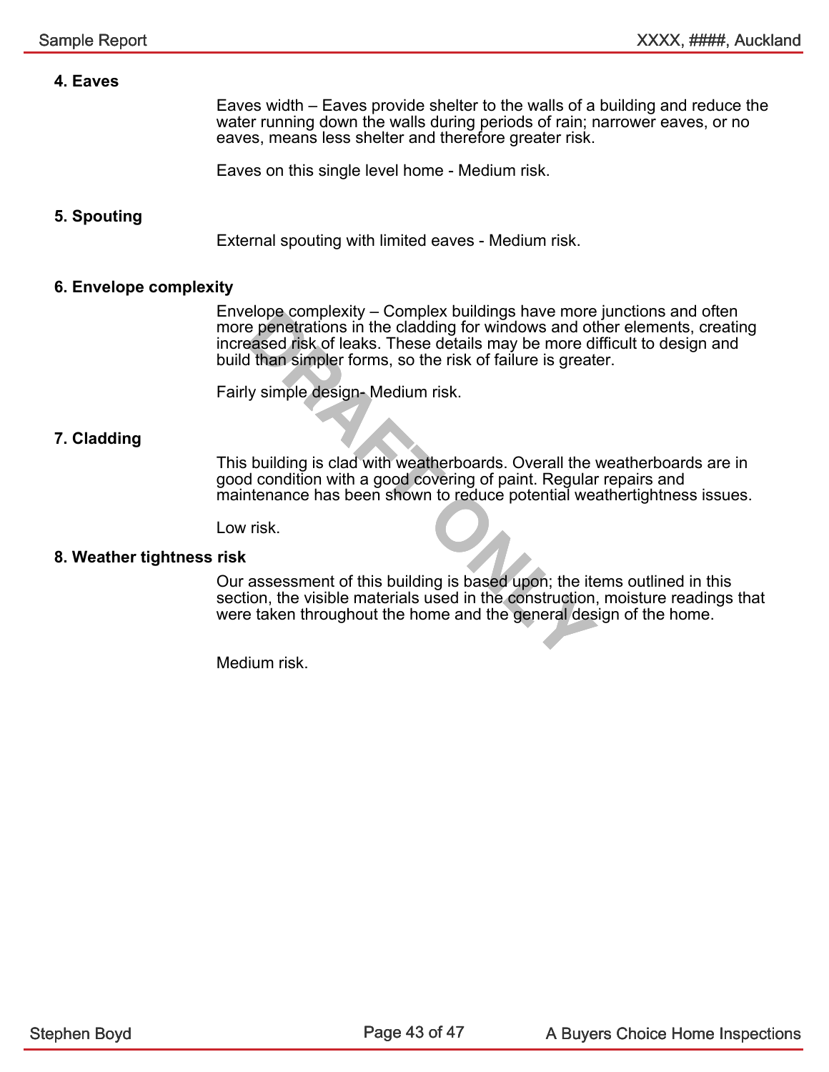### 4. Eaves

Eaves width – Eaves provide shelter to the walls of a building and reduce the water running down the walls during periods of rain; narrower eaves, or no eaves, means less shelter and therefore greater risk.

Eaves on this single level home - Medium risk.

### 5. Spouting

External spouting with limited eaves - Medium risk.

### 6. Envelope complexity

Envelope complexity – Complex buildings have more junctions and often more penetrations in the cladding for windows and other elements, creating increased risk of leaks. These details may be more difficult to design and build than simpler forms, so the risk of failure is greater.

Fairly simple design- Medium risk.

### 7. Cladding

This building is clad with weatherboards. Overall the weatherboards are in good condition with a good covering of paint. Regular repairs and maintenance has been shown to reduce potential weathertightness issues.

Low risk.

### 8. Weather tightness risk

Our assessment of this building is based upon; the items outlined in this section, the visible materials used in the construction, moisture readings that were taken throughout the home and the general design of the home.

Medium risk.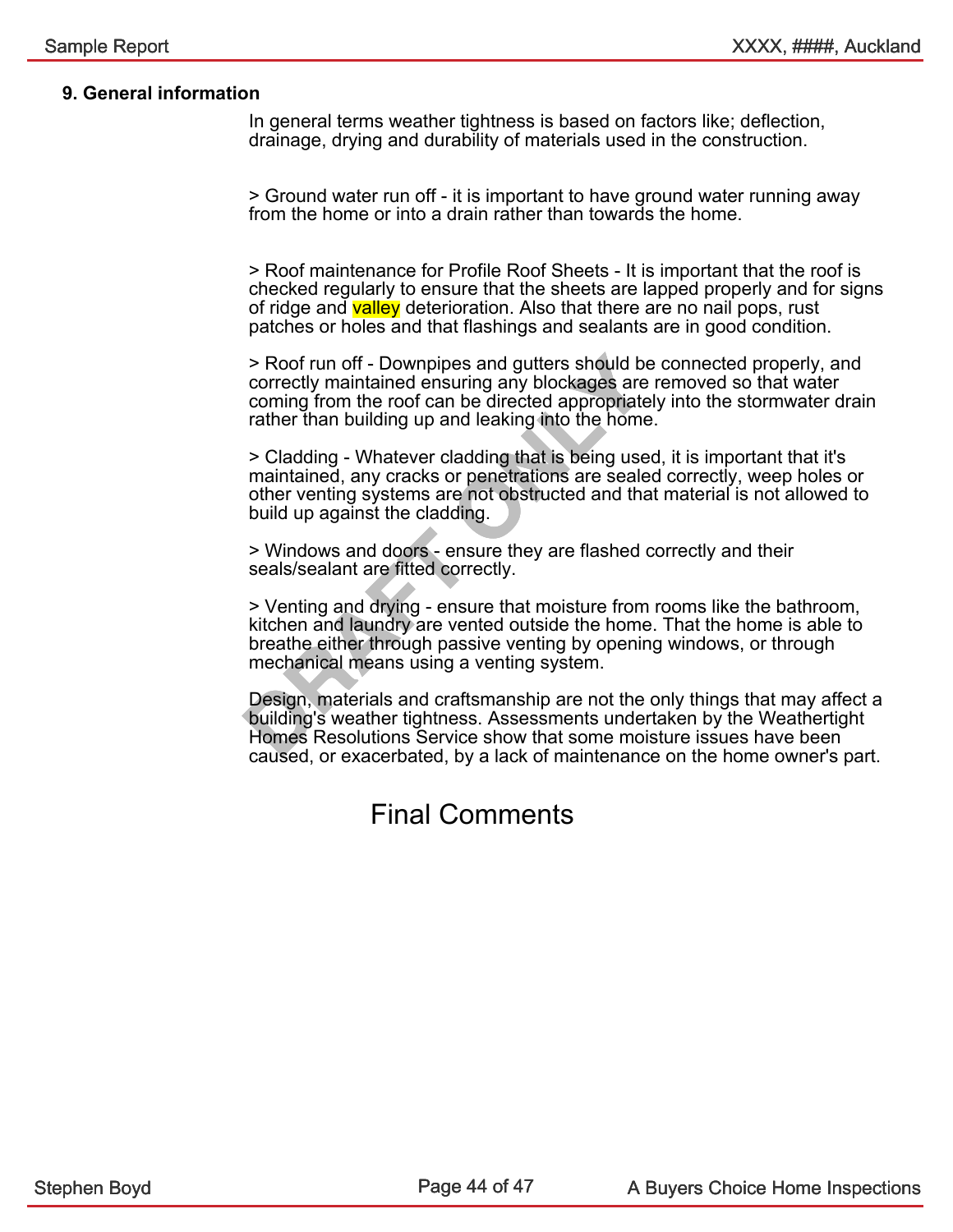## 9. General information

In general terms weather tightness is based on factors like; deflection, drainage, drying and durability of materials used in the construction.

> Ground water run off - it is important to have ground water running away from the home or into a drain rather than towards the home.

> Roof maintenance for Profile Roof Sheets - It is important that the roof is checked regularly to ensure that the sheets are lapped properly and for signs of ridge and valley deterioration. Also that there are no nail pops, rust patches or holes and that flashings and sealants are in good condition.

> Roof run off - Downpipes and gutters should be connected properly, and correctly maintained ensuring any blockages are removed so that water coming from the roof can be directed appropriately into the stormwater drain rather than building up and leaking into the home.

> Cladding - Whatever cladding that is being used, it is important that it's maintained, any cracks or penetrations are sealed correctly, weep holes or other venting systems are not obstructed and that material is not allowed to build up against the cladding.

> Windows and doors - ensure they are flashed correctly and their seals/sealant are fitted correctly.

> Venting and drying - ensure that moisture from rooms like the bathroom, kitchen and laundry are vented outside the home. That the home is able to breathe either through passive venting by opening windows, or through mechanical means using a venting system.

Design, materials and craftsmanship are not the only things that may affect a building's weather tightness. Assessments undertaken by the Weathertight Homes Resolutions Service show that some moisture issues have been caused, or exacerbated, by a lack of maintenance on the home owner's part.

# Final Comments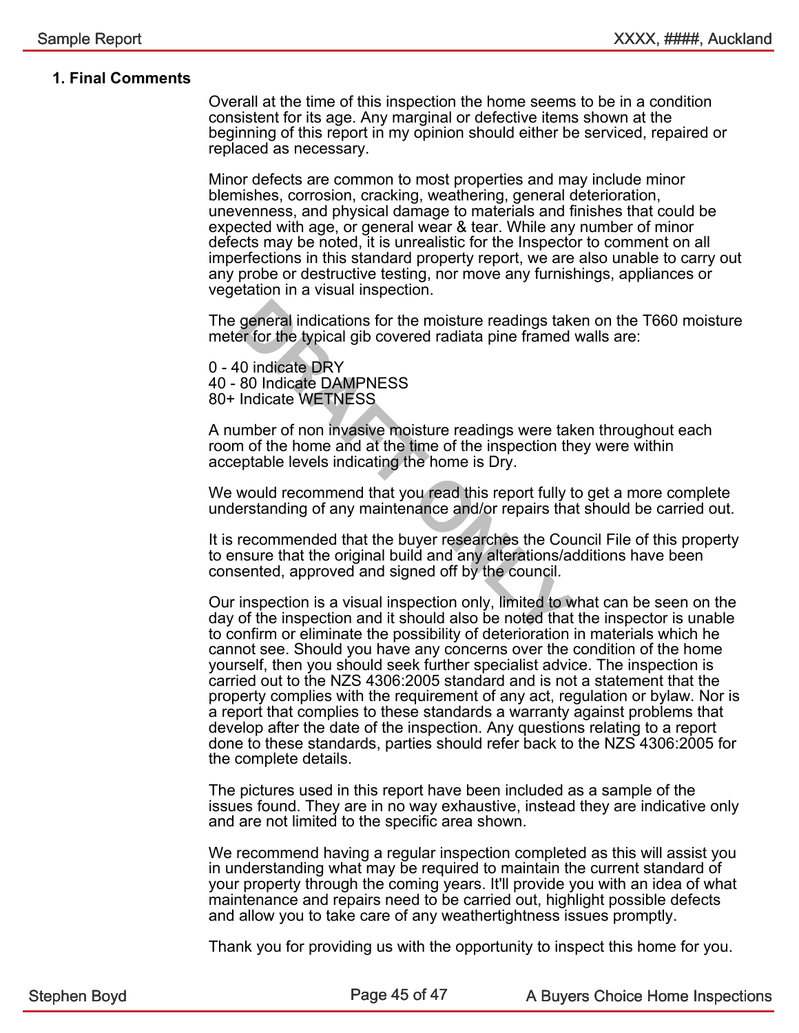## 1. Final Comments

Overall at the time of this inspection the home seems to be in a condition consistent for its age. Any marginal or defective items shown at the beginning of this report in my opinion should either be serviced, repaired or replaced as necessary.

Minor defects are common to most properties and may include minor blemishes, corrosion, cracking, weathering, general deterioration, unevenness, and physical damage to materials and finishes that could be expected with age, or general wear & tear. While any number of minor defects may be noted, it is unrealistic for the Inspector to comment on all imperfections in this standard property report, we are also unable to carry out any probe or destructive testing, nor move any furnishings, appliances or vegetation in a visual inspection.

The general indications for the moisture readings taken on the T660 moisture meter for the typical gib covered radiata pine framed walls are:

0 - 40 indicate DRY
40 - 80 Indicate DAMPNESS
80+ Indicate WETNESS

A number of non invasive moisture readings were taken throughout each room of the home and at the time of the inspection they were within acceptable levels indicating the home is Dry.

We would recommend that you read this report fully to get a more complete understanding of any maintenance and/or repairs that should be carried out.

It is recommended that the buyer researches the Council File of this property to ensure that the original build and any alterations/additions have been consented, approved and signed off by the council.

Our inspection is a visual inspection only, limited to what can be seen on the day of the inspection and it should also be noted that the inspector is unable to confirm or eliminate the possibility of deterioration in materials which he cannot see. Should you have any concerns over the condition of the home yourself, then you should seek further specialist advice. The inspection is carried out to the NZS 4306:2005 standard and is not a statement that the property complies with the requirement of any act, regulation or bylaw. Nor is a report that complies to these standards a warranty against problems that develop after the date of the inspection. Any questions relating to a report done to these standards, parties should refer back to the NZS 4306:2005 for the complete details.

The pictures used in this report have been included as a sample of the issues found. They are in no way exhaustive, instead they are indicative only and are not limited to the specific area shown.

We recommend having a regular inspection completed as this will assist you in understanding what may be required to maintain the current standard of your property through the coming years. It'll provide you with an idea of what maintenance and repairs need to be carried out, highlight possible defects and allow you to take care of any weathertightness issues promptly.

Thank you for providing us with the opportunity to inspect this home for you.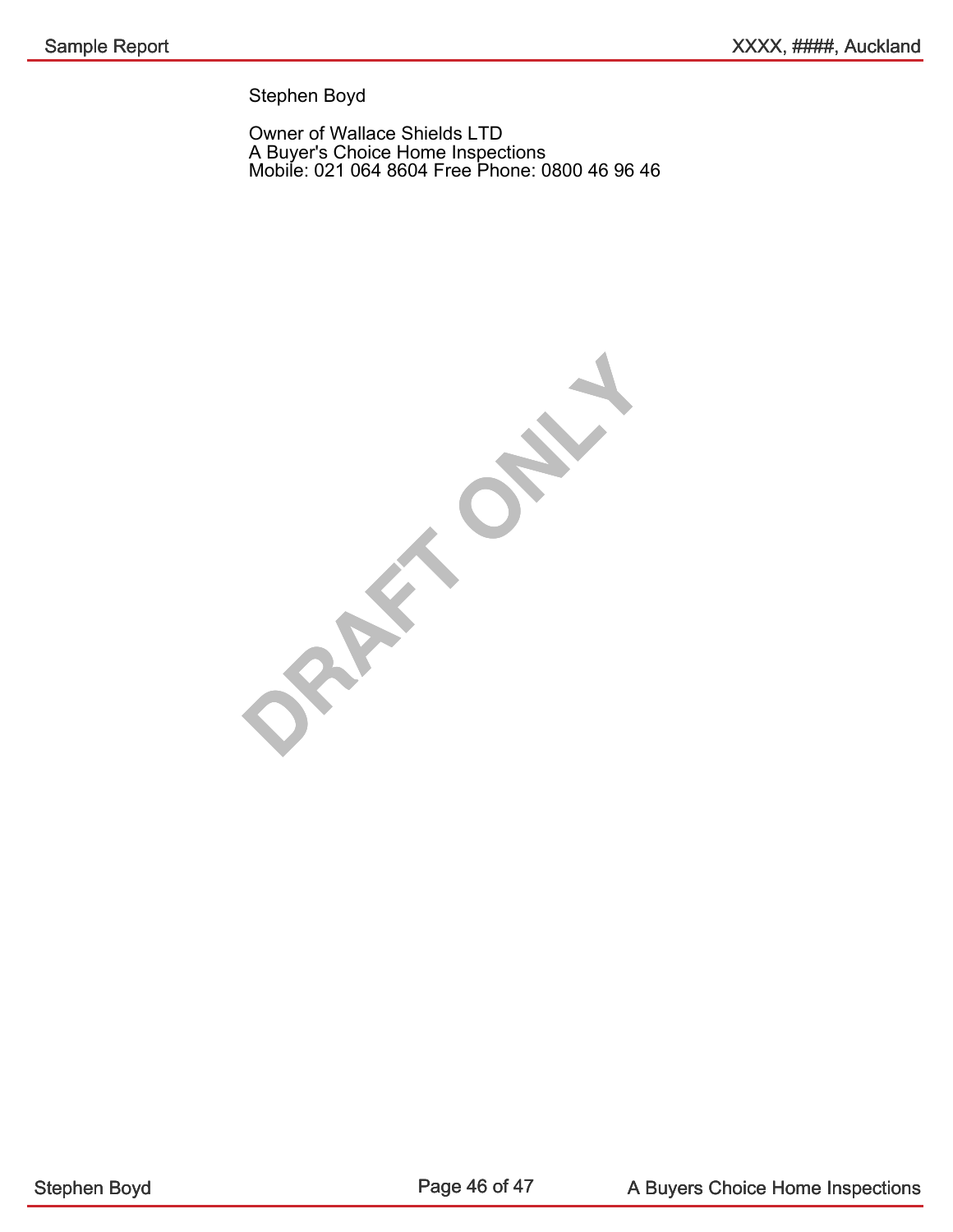Stephen Boyd

Owner of Wallace Shields LTD
A Buyer's Choice Home Inspections
Mobile: 021 064 8604 Free Phone: 0800 46 96 46

DRAFT ONLY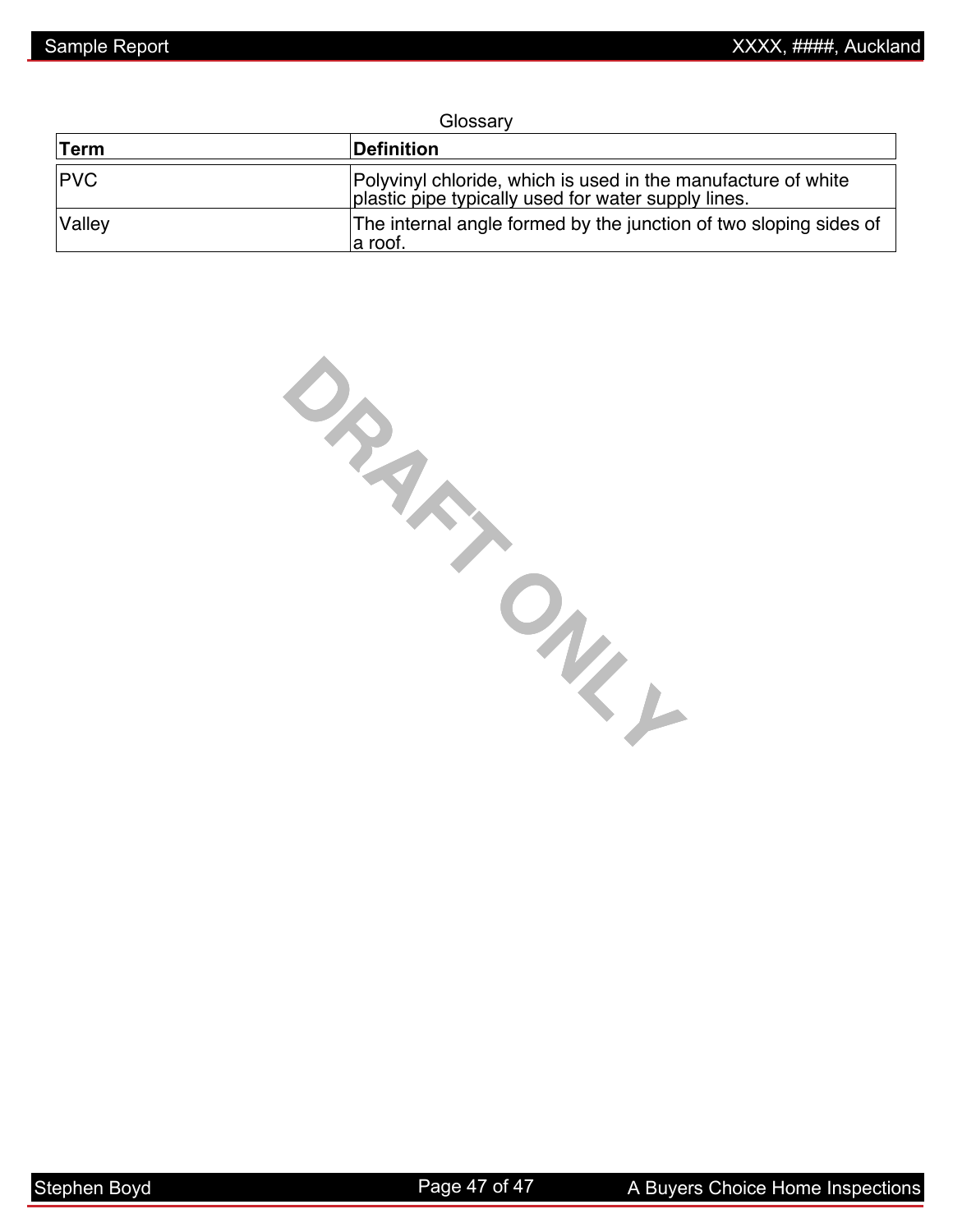Glossary

| Term | Definition |
|---|---|
| PVC | Polyvinyl chloride, which is used in the manufacture of white plastic pipe typically used for water supply lines. |
| Valley | The internal angle formed by the junction of two sloping sides of a roof. |

DRAFT ONLY